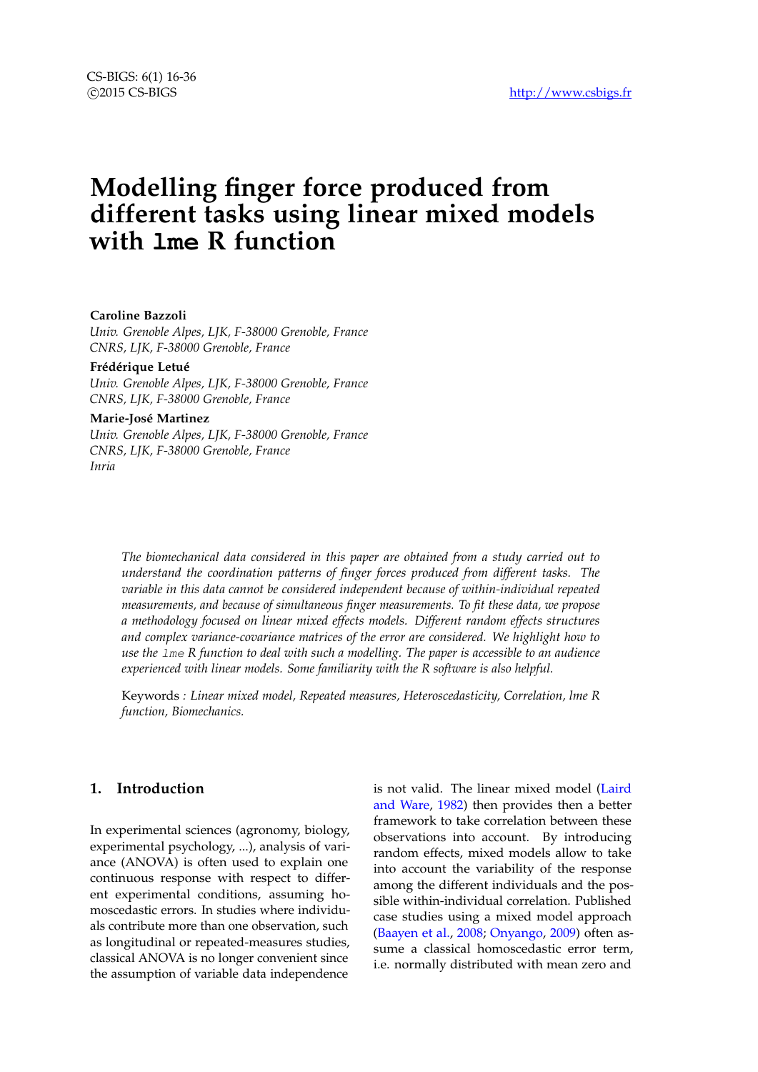# Modelling finger force produced from different tasks using linear mixed models with `lme` R function

**Caroline Bazzoli**
*Univ. Grenoble Alpes, LJK, F-38000 Grenoble, France*
*CNRS, LJK, F-38000 Grenoble, France*

**Frédérique Letué**
*Univ. Grenoble Alpes, LJK, F-38000 Grenoble, France*
*CNRS, LJK, F-38000 Grenoble, France*

**Marie-José Martinez**
*Univ. Grenoble Alpes, LJK, F-38000 Grenoble, France*
*CNRS, LJK, F-38000 Grenoble, France*
*Inria*

*The biomechanical data considered in this paper are obtained from a study carried out to understand the coordination patterns of finger forces produced from different tasks. The variable in this data cannot be considered independent because of within-individual repeated measurements, and because of simultaneous finger measurements. To fit these data, we propose a methodology focused on linear mixed effects models. Different random effects structures and complex variance-covariance matrices of the error are considered. We highlight how to use the `lme` R function to deal with such a modelling. The paper is accessible to an audience experienced with linear models. Some familiarity with the R software is also helpful.*

Keywords *: Linear mixed model, Repeated measures, Heteroscedasticity, Correlation, lme R function, Biomechanics.*

## 1. Introduction

In experimental sciences (agronomy, biology, experimental psychology, ...), analysis of variance (ANOVA) is often used to explain one continuous response with respect to different experimental conditions, assuming homoscedastic errors. In studies where individuals contribute more than one observation, such as longitudinal or repeated-measures studies, classical ANOVA is no longer convenient since the assumption of variable data independence is not valid. The linear mixed model (Laird and Ware, 1982) then provides then a better framework to take correlation between these observations into account. By introducing random effects, mixed models allow to take into account the variability of the response among the different individuals and the possible within-individual correlation. Published case studies using a mixed model approach (Baayen et al., 2008; Onyango, 2009) often assume a classical homoscedastic error term, i.e. normally distributed with mean zero and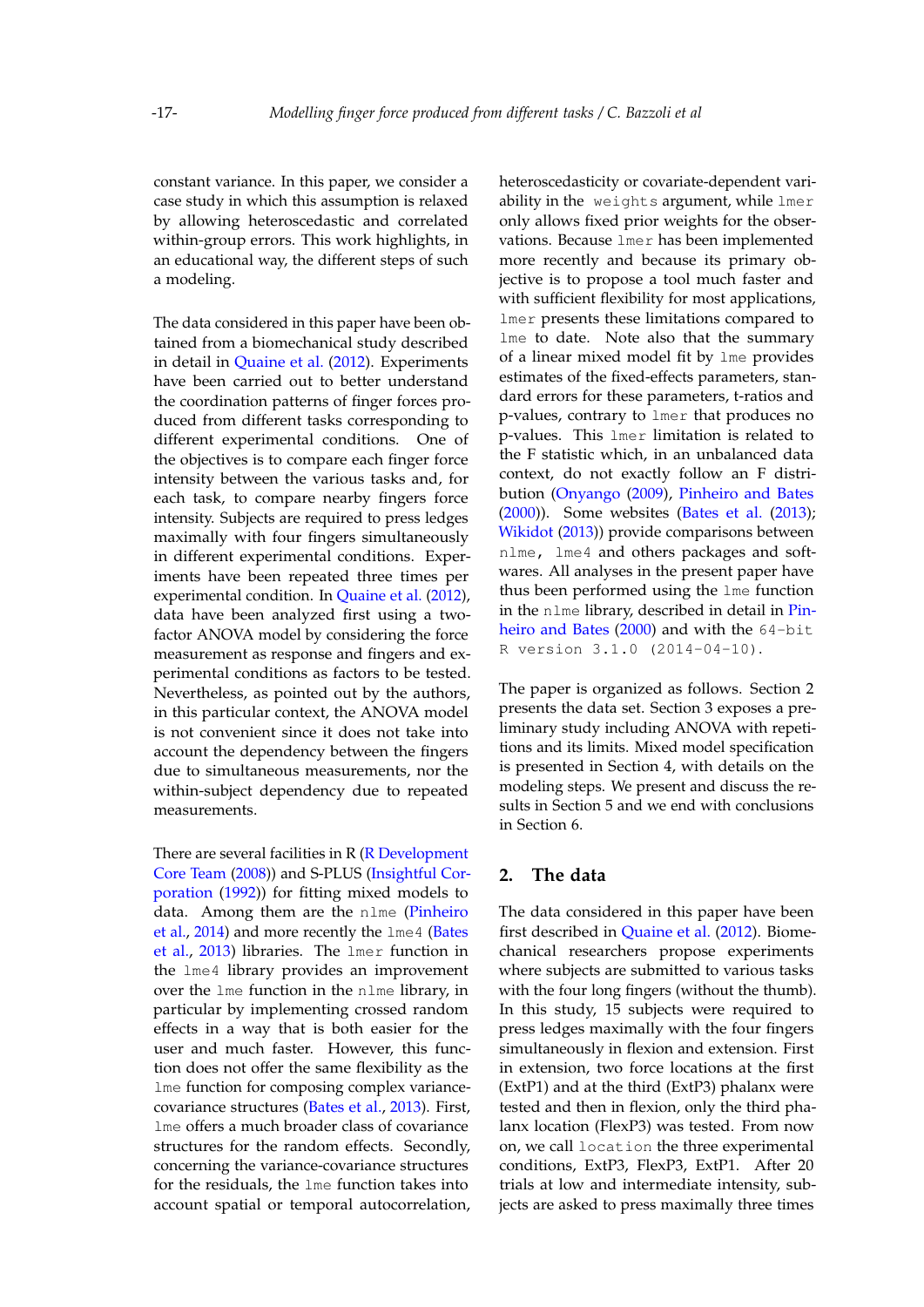constant variance. In this paper, we consider a case study in which this assumption is relaxed by allowing heteroscedastic and correlated within-group errors. This work highlights, in an educational way, the different steps of such a modeling.

The data considered in this paper have been obtained from a biomechanical study described in detail in Quaine et al. (2012). Experiments have been carried out to better understand the coordination patterns of finger forces produced from different tasks corresponding to different experimental conditions. One of the objectives is to compare each finger force intensity between the various tasks and, for each task, to compare nearby fingers force intensity. Subjects are required to press ledges maximally with four fingers simultaneously in different experimental conditions. Experiments have been repeated three times per experimental condition. In Quaine et al. (2012), data have been analyzed first using a two-factor ANOVA model by considering the force measurement as response and fingers and experimental conditions as factors to be tested. Nevertheless, as pointed out by the authors, in this particular context, the ANOVA model is not convenient since it does not take into account the dependency between the fingers due to simultaneous measurements, nor the within-subject dependency due to repeated measurements.

There are several facilities in R (R Development Core Team (2008)) and S-PLUS (Insightful Corporation (1992)) for fitting mixed models to data. Among them are the `nlme` (Pinheiro et al., 2014) and more recently the `lme4` (Bates et al., 2013) libraries. The `lmer` function in the `lme4` library provides an improvement over the `lme` function in the `nlme` library, in particular by implementing crossed random effects in a way that is both easier for the user and much faster. However, this function does not offer the same flexibility as the `lme` function for composing complex variance-covariance structures (Bates et al., 2013). First, `lme` offers a much broader class of covariance structures for the random effects. Secondly, concerning the variance-covariance structures for the residuals, the `lme` function takes into account spatial or temporal autocorrelation, heteroscedasticity or covariate-dependent variability in the `weights` argument, while `lmer` only allows fixed prior weights for the observations. Because `lmer` has been implemented more recently and because its primary objective is to propose a tool much faster and with sufficient flexibility for most applications, `lmer` presents these limitations compared to `lme` to date. Note also that the summary of a linear mixed model fit by `lme` provides estimates of the fixed-effects parameters, standard errors for these parameters, t-ratios and p-values, contrary to `lmer` that produces no p-values. This `lmer` limitation is related to the F statistic which, in an unbalanced data context, do not exactly follow an F distribution (Onyango (2009), Pinheiro and Bates (2000)). Some websites (Bates et al. (2013); Wikidot (2013)) provide comparisons between `nlme, lme4` and others packages and softwares. All analyses in the present paper have thus been performed using the `lme` function in the `nlme` library, described in detail in Pinheiro and Bates (2000) and with the `64-bit R version 3.1.0 (2014-04-10)`.

The paper is organized as follows. Section 2 presents the data set. Section 3 exposes a preliminary study including ANOVA with repetitions and its limits. Mixed model specification is presented in Section 4, with details on the modeling steps. We present and discuss the results in Section 5 and we end with conclusions in Section 6.

## 2. The data

The data considered in this paper have been first described in Quaine et al. (2012). Biomechanical researchers propose experiments where subjects are submitted to various tasks with the four long fingers (without the thumb). In this study, 15 subjects were required to press ledges maximally with the four fingers simultaneously in flexion and extension. First in extension, two force locations at the first (ExtP1) and at the third (ExtP3) phalanx were tested and then in flexion, only the third phalanx location (FlexP3) was tested. From now on, we call `location` the three experimental conditions, ExtP3, FlexP3, ExtP1. After 20 trials at low and intermediate intensity, subjects are asked to press maximally three times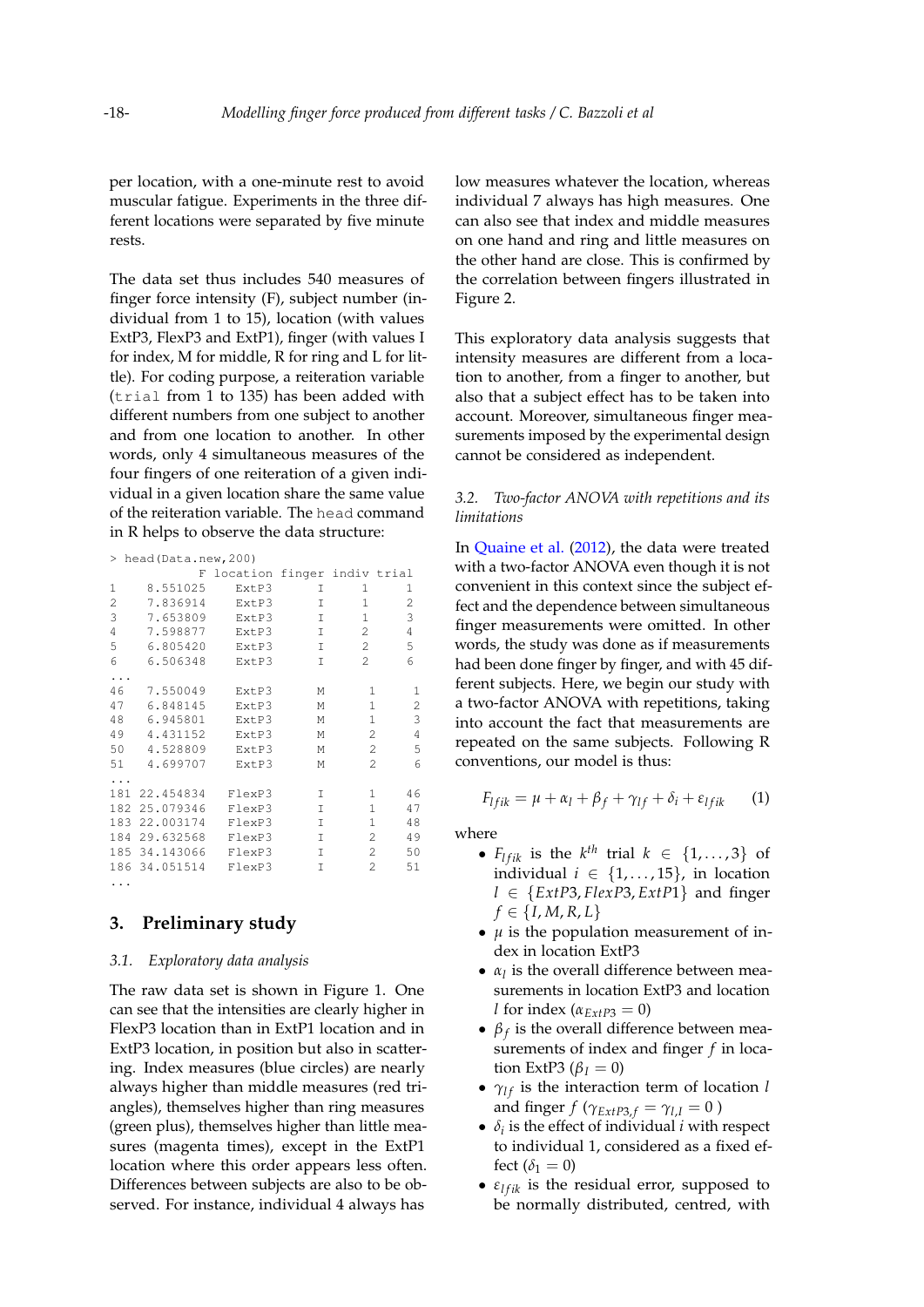per location, with a one-minute rest to avoid muscular fatigue. Experiments in the three different locations were separated by five minute rests.

The data set thus includes 540 measures of finger force intensity (F), subject number (individual from 1 to 15), location (with values ExtP3, FlexP3 and ExtP1), finger (with values I for index, M for middle, R for ring and L for little). For coding purpose, a reiteration variable (`trial` from 1 to 135) has been added with different numbers from one subject to another and from one location to another. In other words, only 4 simultaneous measures of the four fingers of one reiteration of a given individual in a given location share the same value of the reiteration variable. The `head` command in R helps to observe the data structure:

```
> head(Data.new,200)
            F location finger indiv trial
1    8.551025     ExtP3      I     1     1
2    7.836914     ExtP3      I     1     2
3    7.653809     ExtP3      I     1     3
4    7.598877     ExtP3      I     2     4
5    6.805420     ExtP3      I     2     5
6    6.506348     ExtP3      I     2     6
...
46   7.550049     ExtP3      M     1     1
47   6.848145     ExtP3      M     1     2
48   6.945801     ExtP3      M     1     3
49   4.431152     ExtP3      M     2     4
50   4.528809     ExtP3      M     2     5
51   4.699707     ExtP3      M     2     6
...
181 22.454834    FlexP3      I     1    46
182 25.079346    FlexP3      I     1    47
183 22.003174    FlexP3      I     1    48
184 29.632568    FlexP3      I     2    49
185 34.143066    FlexP3      I     2    50
186 34.051514    FlexP3      I     2    51
...
```

## 3. Preliminary study

### 3.1. *Exploratory data analysis*

The raw data set is shown in Figure 1. One can see that the intensities are clearly higher in FlexP3 location than in ExtP1 location and in ExtP3 location, in position but also in scattering. Index measures (blue circles) are nearly always higher than middle measures (red triangles), themselves higher than ring measures (green plus), themselves higher than little measures (magenta times), except in the ExtP1 location where this order appears less often. Differences between subjects are also to be observed. For instance, individual 4 always has low measures whatever the location, whereas individual 7 always has high measures. One can also see that index and middle measures on one hand and ring and little measures on the other hand are close. This is confirmed by the correlation between fingers illustrated in Figure 2.

This exploratory data analysis suggests that intensity measures are different from a location to another, from a finger to another, but also that a subject effect has to be taken into account. Moreover, simultaneous finger measurements imposed by the experimental design cannot be considered as independent.

### 3.2. *Two-factor ANOVA with repetitions and its limitations*

In Quaine et al. (2012), the data were treated with a two-factor ANOVA even though it is not convenient in this context since the subject effect and the dependence between simultaneous finger measurements were omitted. In other words, the study was done as if measurements had been done finger by finger, and with 45 different subjects. Here, we begin our study with a two-factor ANOVA with repetitions, taking into account the fact that measurements are repeated on the same subjects. Following R conventions, our model is thus:

$$F_{lfik} = \mu + \alpha_l + \beta_f + \gamma_{lf} + \delta_i + \varepsilon_{lfik} \qquad (1)$$

where

- $F_{lfik}$ is the $k^{th}$ trial $k \in \{1,\ldots,3\}$ of individual $i \in \{1,\ldots,15\}$, in location $l \in \{ExtP3, FlexP3, ExtP1\}$ and finger $f \in \{I, M, R, L\}$
- $\mu$ is the population measurement of index in location ExtP3
- $\alpha_l$ is the overall difference between measurements in location ExtP3 and location $l$ for index ($\alpha_{ExtP3} = 0$)
- $\beta_f$ is the overall difference between measurements of index and finger $f$ in location ExtP3 ($\beta_I = 0$)
- $\gamma_{lf}$ is the interaction term of location $l$ and finger $f$ ($\gamma_{ExtP3,f} = \gamma_{l,I} = 0$ )
- $\delta_i$ is the effect of individual $i$ with respect to individual 1, considered as a fixed effect ($\delta_1 = 0$)
- $\varepsilon_{lfik}$ is the residual error, supposed to be normally distributed, centred, with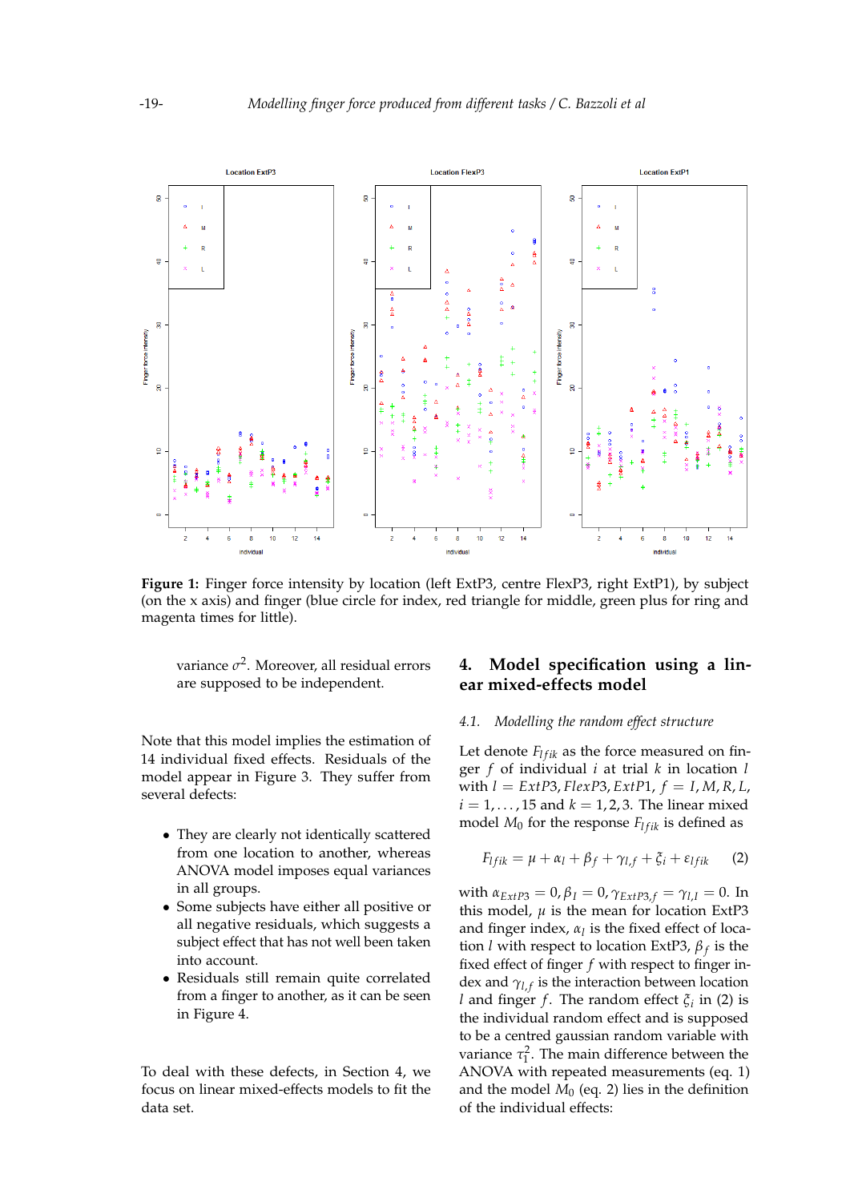**Figure 1:** Finger force intensity by location (left ExtP3, centre FlexP3, right ExtP1), by subject (on the x axis) and finger (blue circle for index, red triangle for middle, green plus for ring and magenta times for little).

variance $\sigma^2$. Moreover, all residual errors are supposed to be independent.

Note that this model implies the estimation of 14 individual fixed effects. Residuals of the model appear in Figure 3. They suffer from several defects:

- They are clearly not identically scattered from one location to another, whereas ANOVA model imposes equal variances in all groups.
- Some subjects have either all positive or all negative residuals, which suggests a subject effect that has not well been taken into account.
- Residuals still remain quite correlated from a finger to another, as it can be seen in Figure 4.

To deal with these defects, in Section 4, we focus on linear mixed-effects models to fit the data set.

## 4. Model specification using a linear mixed-effects model

### 4.1. Modelling the random effect structure

Let denote $F_{lfik}$ as the force measured on finger $f$ of individual $i$ at trial $k$ in location $l$ with $l = ExtP3, FlexP3, ExtP1$, $f = I, M, R, L$, $i = 1, \ldots, 15$ and $k = 1, 2, 3$. The linear mixed model $M_0$ for the response $F_{lfik}$ is defined as

$$F_{lfik} = \mu + \alpha_l + \beta_f + \gamma_{l,f} + \xi_i + \varepsilon_{lfik} \quad (2)$$

with $\alpha_{ExtP3} = 0, \beta_I = 0, \gamma_{ExtP3,f} = \gamma_{l,I} = 0$. In this model, $\mu$ is the mean for location ExtP3 and finger index, $\alpha_l$ is the fixed effect of location $l$ with respect to location ExtP3, $\beta_f$ is the fixed effect of finger $f$ with respect to finger index and $\gamma_{l,f}$ is the interaction between location $l$ and finger $f$. The random effect $\xi_i$ in (2) is the individual random effect and is supposed to be a centred gaussian random variable with variance $\tau_1^2$. The main difference between the ANOVA with repeated measurements (eq. 1) and the model $M_0$ (eq. 2) lies in the definition of the individual effects: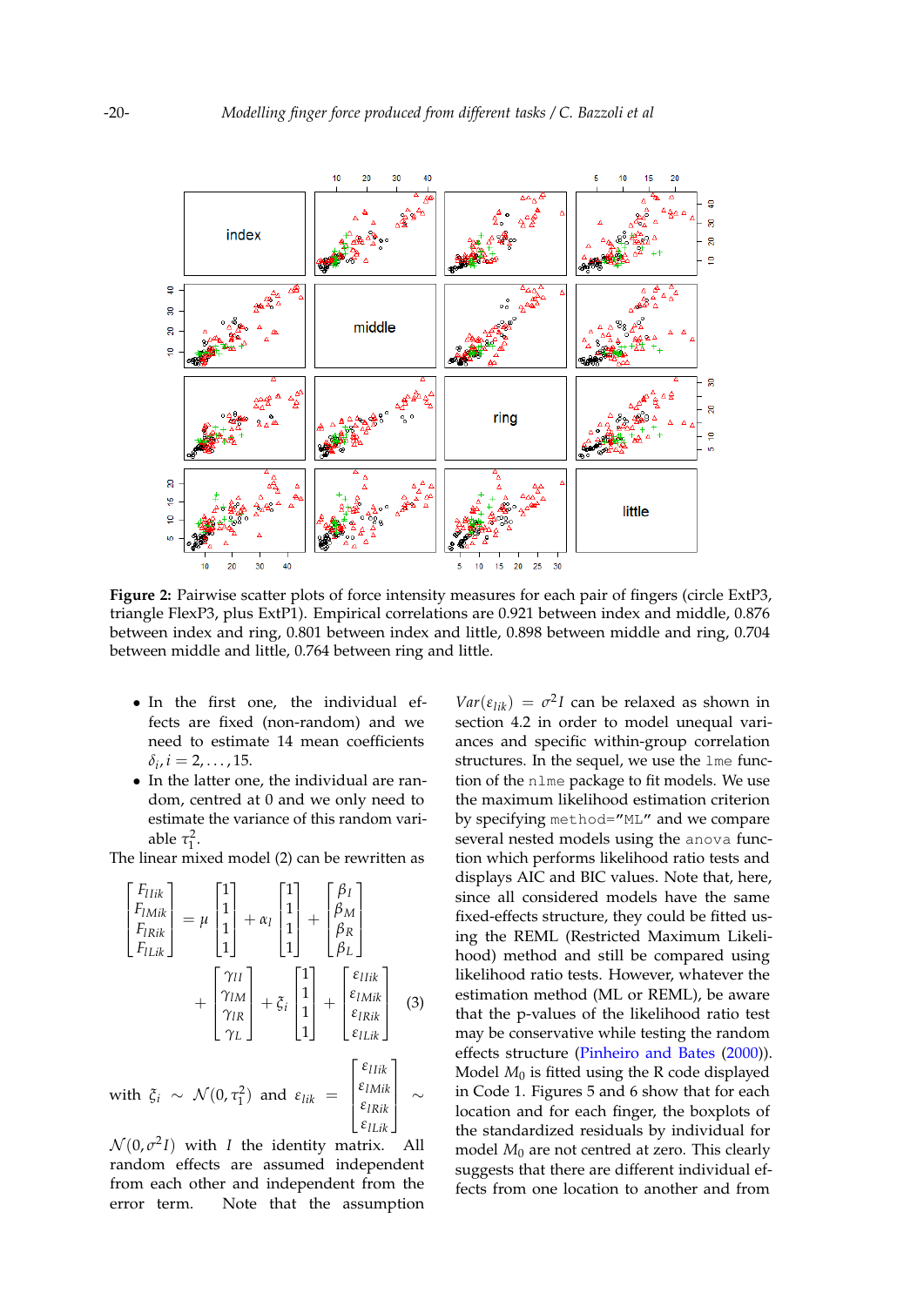**Figure 2:** Pairwise scatter plots of force intensity measures for each pair of fingers (circle ExtP3, triangle FlexP3, plus ExtP1). Empirical correlations are 0.921 between index and middle, 0.876 between index and ring, 0.801 between index and little, 0.898 between middle and ring, 0.704 between middle and little, 0.764 between ring and little.

- In the first one, the individual effects are fixed (non-random) and we need to estimate 14 mean coefficients $\delta_i, i = 2, \ldots, 15$.
- In the latter one, the individual are random, centred at 0 and we only need to estimate the variance of this random variable $\tau_1^2$.

The linear mixed model (2) can be rewritten as

$$\begin{bmatrix} F_{lIik} \\ F_{lMik} \\ F_{lRik} \\ F_{lLik} \end{bmatrix} = \mu \begin{bmatrix} 1 \\ 1 \\ 1 \\ 1 \end{bmatrix} + \alpha_l \begin{bmatrix} 1 \\ 1 \\ 1 \\ 1 \end{bmatrix} + \begin{bmatrix} \beta_I \\ \beta_M \\ \beta_R \\ \beta_L \end{bmatrix} + \begin{bmatrix} \gamma_{lI} \\ \gamma_{lM} \\ \gamma_{lR} \\ \gamma_{L} \end{bmatrix} + \xi_i \begin{bmatrix} 1 \\ 1 \\ 1 \\ 1 \end{bmatrix} + \begin{bmatrix} \varepsilon_{lIik} \\ \varepsilon_{lMik} \\ \varepsilon_{lRik} \\ \varepsilon_{lLik} \end{bmatrix} \quad (3)$$

with $\xi_i \sim \mathcal{N}(0, \tau_1^2)$ and $\varepsilon_{lik} = \begin{bmatrix} \varepsilon_{lIik} \\ \varepsilon_{lMik} \\ \varepsilon_{lRik} \\ \varepsilon_{lLik} \end{bmatrix} \sim \mathcal{N}(0, \sigma^2 I)$ with $I$ the identity matrix. All random effects are assumed independent from each other and independent from the error term. Note that the assumption $Var(\varepsilon_{lik}) = \sigma^2 I$ can be relaxed as shown in section 4.2 in order to model unequal variances and specific within-group correlation structures. In the sequel, we use the `lme` function of the `nlme` package to fit models. We use the maximum likelihood estimation criterion by specifying `method="ML"` and we compare several nested models using the `anova` function which performs likelihood ratio tests and displays AIC and BIC values. Note that, here, since all considered models have the same fixed-effects structure, they could be fitted using the REML (Restricted Maximum Likelihood) method and still be compared using likelihood ratio tests. However, whatever the estimation method (ML or REML), be aware that the p-values of the likelihood ratio test may be conservative while testing the random effects structure (Pinheiro and Bates (2000)). Model $M_0$ is fitted using the R code displayed in Code 1. Figures 5 and 6 show that for each location and for each finger, the boxplots of the standardized residuals by individual for model $M_0$ are not centred at zero. This clearly suggests that there are different individual effects from one location to another and from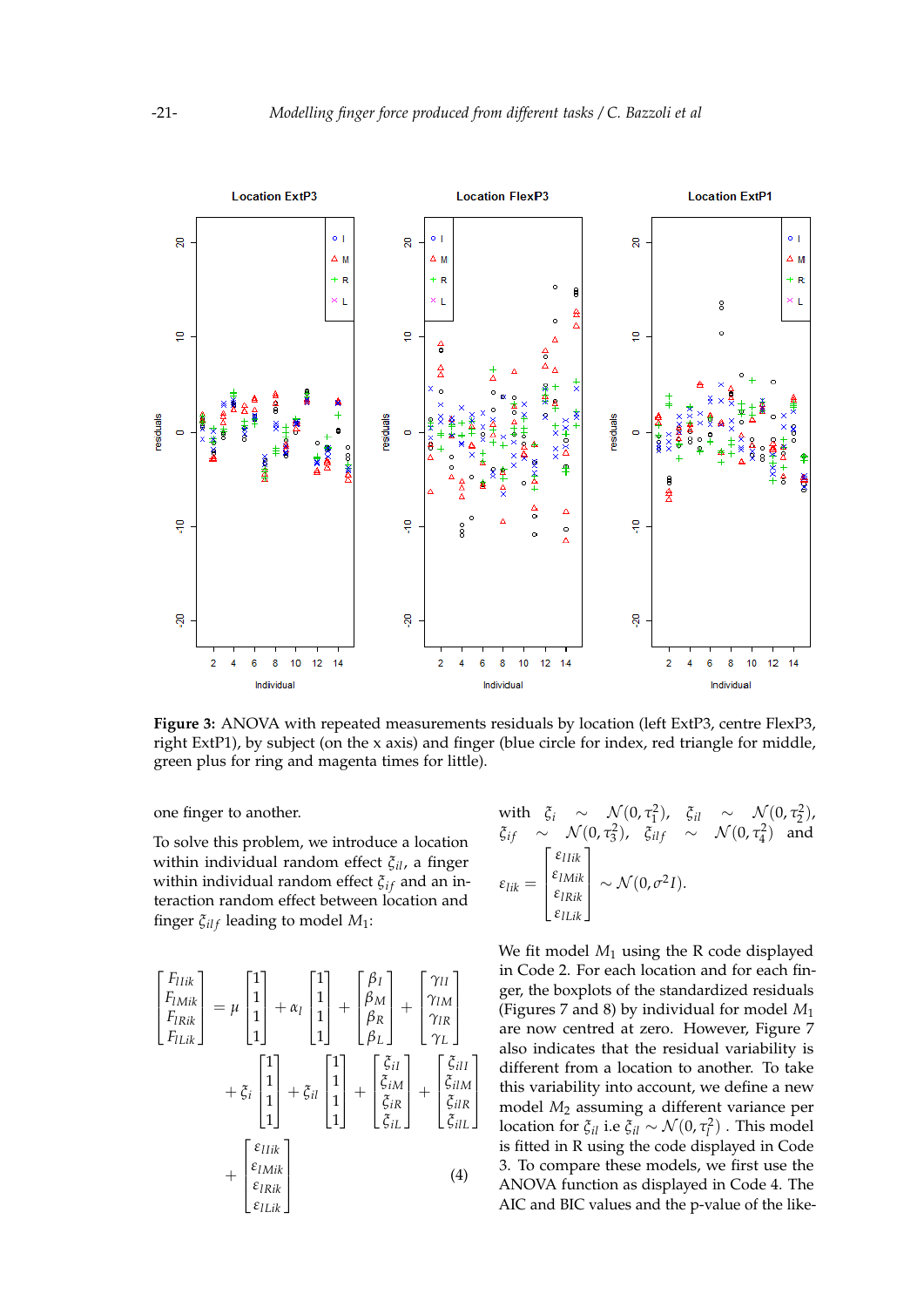**Figure 3:** ANOVA with repeated measurements residuals by location (left ExtP3, centre FlexP3, right ExtP1), by subject (on the x axis) and finger (blue circle for index, red triangle for middle, green plus for ring and magenta times for little).

one finger to another.

To solve this problem, we introduce a location within individual random effect $\xi_{il}$, a finger within individual random effect $\xi_{if}$ and an interaction random effect between location and finger $\xi_{ilf}$ leading to model $M_1$:

$$
\begin{bmatrix} F_{lIik} \\ F_{lMik} \\ F_{lRik} \\ F_{lLik} \end{bmatrix} = \mu \begin{bmatrix} 1 \\ 1 \\ 1 \\ 1 \end{bmatrix} + \alpha_l \begin{bmatrix} 1 \\ 1 \\ 1 \\ 1 \end{bmatrix} + \begin{bmatrix} \beta_I \\ \beta_M \\ \beta_R \\ \beta_L \end{bmatrix} + \begin{bmatrix} \gamma_{lI} \\ \gamma_{lM} \\ \gamma_{lR} \\ \gamma_{lL} \end{bmatrix}
+ \xi_i \begin{bmatrix} 1 \\ 1 \\ 1 \\ 1 \end{bmatrix} + \xi_{il} \begin{bmatrix} 1 \\ 1 \\ 1 \\ 1 \end{bmatrix} + \begin{bmatrix} \xi_{iI} \\ \xi_{iM} \\ \xi_{iR} \\ \xi_{iL} \end{bmatrix} + \begin{bmatrix} \xi_{ilI} \\ \xi_{ilM} \\ \xi_{ilR} \\ \xi_{ilL} \end{bmatrix}
+ \begin{bmatrix} \varepsilon_{lIik} \\ \varepsilon_{lMik} \\ \varepsilon_{lRik} \\ \varepsilon_{lLik} \end{bmatrix} \tag{4}
$$

with $\xi_i \sim \mathcal{N}(0, \tau_1^2)$, $\xi_{il} \sim \mathcal{N}(0, \tau_2^2)$, $\xi_{if} \sim \mathcal{N}(0, \tau_3^2)$, $\xi_{ilf} \sim \mathcal{N}(0, \tau_4^2)$ and

$$
\varepsilon_{lik} = \begin{bmatrix} \varepsilon_{lIik} \\ \varepsilon_{lMik} \\ \varepsilon_{lRik} \\ \varepsilon_{lLik} \end{bmatrix} \sim \mathcal{N}(0, \sigma^2 I).
$$

We fit model $M_1$ using the R code displayed in Code 2. For each location and for each finger, the boxplots of the standardized residuals (Figures 7 and 8) by individual for model $M_1$ are now centred at zero. However, Figure 7 also indicates that the residual variability is different from a location to another. To take this variability into account, we define a new model $M_2$ assuming a different variance per location for $\xi_{il}$ i.e $\xi_{il} \sim \mathcal{N}(0, \tau_l^2)$ . This model is fitted in R using the code displayed in Code 3. To compare these models, we first use the ANOVA function as displayed in Code 4. The AIC and BIC values and the p-value of the like-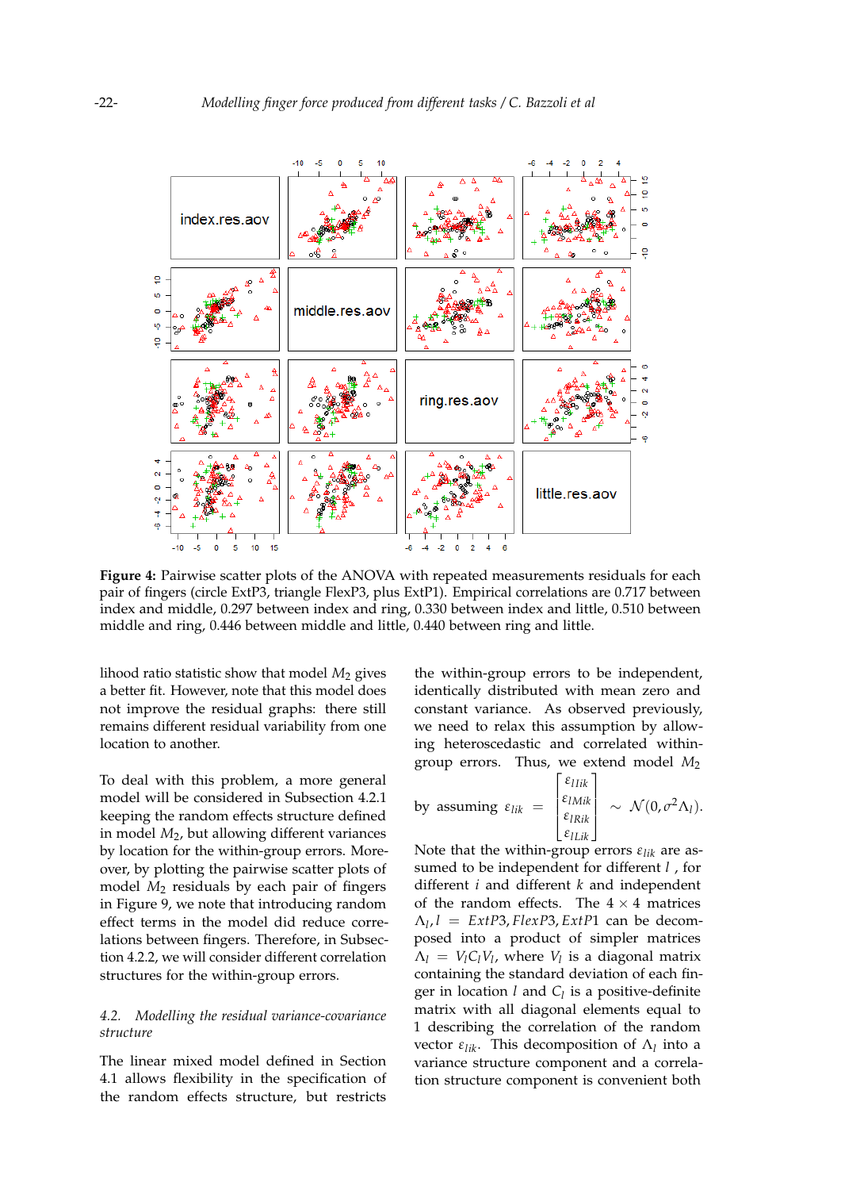**Figure 4:** Pairwise scatter plots of the ANOVA with repeated measurements residuals for each pair of fingers (circle ExtP3, triangle FlexP3, plus ExtP1). Empirical correlations are 0.717 between index and middle, 0.297 between index and ring, 0.330 between index and little, 0.510 between middle and ring, 0.446 between middle and little, 0.440 between ring and little.

lihood ratio statistic show that model $M_2$ gives a better fit. However, note that this model does not improve the residual graphs: there still remains different residual variability from one location to another.

To deal with this problem, a more general model will be considered in Subsection 4.2.1 keeping the random effects structure defined in model $M_2$, but allowing different variances by location for the within-group errors. Moreover, by plotting the pairwise scatter plots of model $M_2$ residuals by each pair of fingers in Figure 9, we note that introducing random effect terms in the model did reduce correlations between fingers. Therefore, in Subsection 4.2.2, we will consider different correlation structures for the within-group errors.

### 4.2. *Modelling the residual variance-covariance structure*

The linear mixed model defined in Section 4.1 allows flexibility in the specification of the random effects structure, but restricts the within-group errors to be independent, identically distributed with mean zero and constant variance. As observed previously, we need to relax this assumption by allowing heteroscedastic and correlated within-group errors. Thus, we extend model $M_2$ by assuming $\varepsilon_{lik} = \begin{bmatrix} \varepsilon_{lIik} \\ \varepsilon_{lMik} \\ \varepsilon_{lRik} \\ \varepsilon_{lLik} \end{bmatrix} \sim \mathcal{N}(0, \sigma^2 \Lambda_l)$.

Note that the within-group errors $\varepsilon_{lik}$ are assumed to be independent for different $l$ , for different $i$ and different $k$ and independent of the random effects. The $4 \times 4$ matrices $\Lambda_l, l = ExtP3, FlexP3, ExtP1$ can be decomposed into a product of simpler matrices $\Lambda_l = V_l C_l V_l$, where $V_l$ is a diagonal matrix containing the standard deviation of each finger in location $l$ and $C_l$ is a positive-definite matrix with all diagonal elements equal to 1 describing the correlation of the random vector $\varepsilon_{lik}$. This decomposition of $\Lambda_l$ into a variance structure component and a correlation structure component is convenient both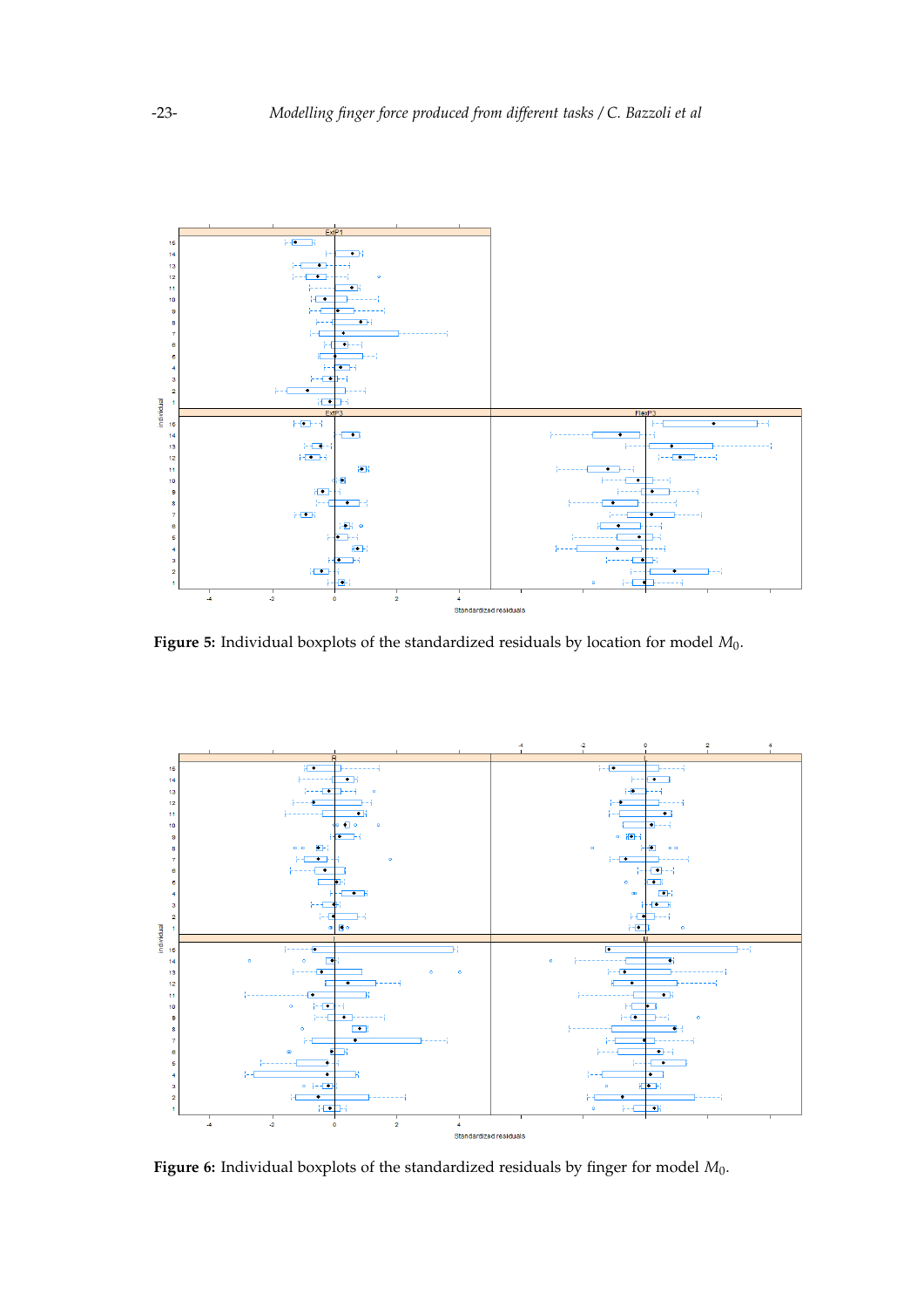**Figure 5:** Individual boxplots of the standardized residuals by location for model $M_0$.

**Figure 6:** Individual boxplots of the standardized residuals by finger for model $M_0$.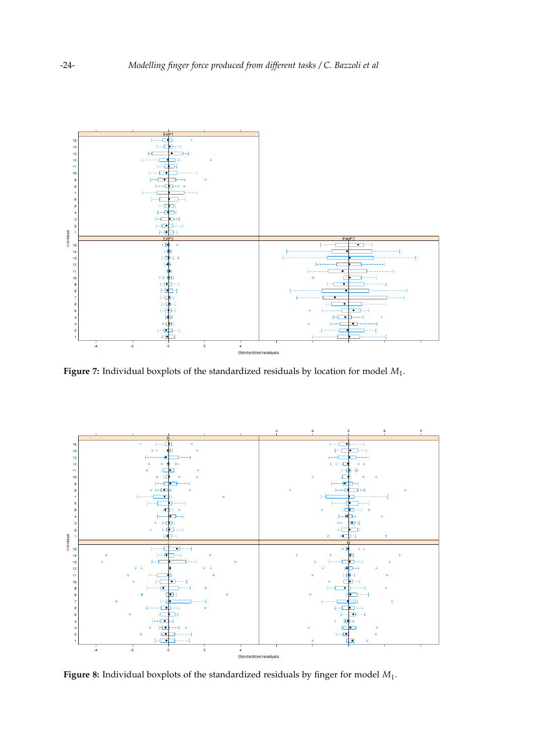Figure 7: Individual boxplots of the standardized residuals by location for model $M_1$.

Figure 8: Individual boxplots of the standardized residuals by finger for model $M_1$.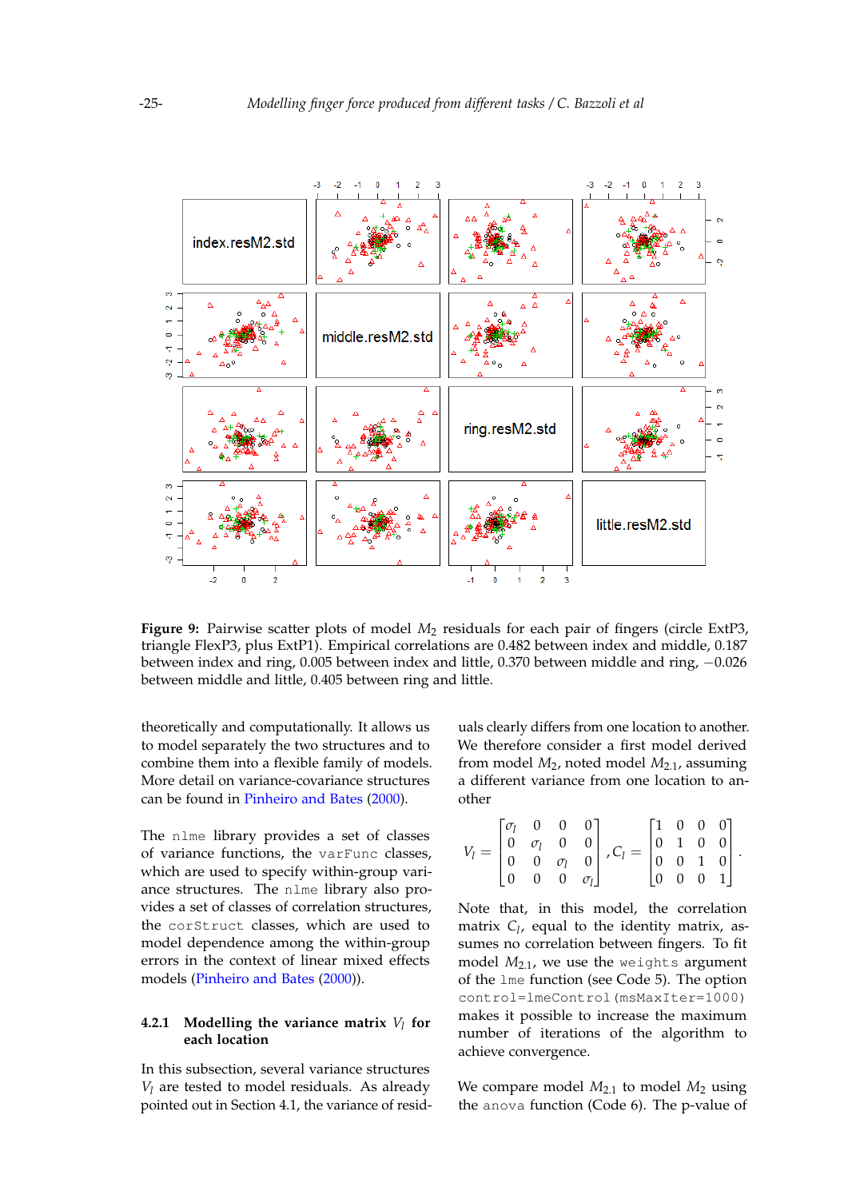**Figure 9:** Pairwise scatter plots of model $M_2$ residuals for each pair of fingers (circle ExtP3, triangle FlexP3, plus ExtP1). Empirical correlations are 0.482 between index and middle, 0.187 between index and ring, 0.005 between index and little, 0.370 between middle and ring, −0.026 between middle and little, 0.405 between ring and little.

theoretically and computationally. It allows us to model separately the two structures and to combine them into a flexible family of models. More detail on variance-covariance structures can be found in Pinheiro and Bates (2000).

The `nlme` library provides a set of classes of variance functions, the `varFunc` classes, which are used to specify within-group variance structures. The `nlme` library also provides a set of classes of correlation structures, the `corStruct` classes, which are used to model dependence among the within-group errors in the context of linear mixed effects models (Pinheiro and Bates (2000)).

#### 4.2.1 Modelling the variance matrix $V_l$ for each location

In this subsection, several variance structures $V_l$ are tested to model residuals. As already pointed out in Section 4.1, the variance of residuals clearly differs from one location to another. We therefore consider a first model derived from model $M_2$, noted model $M_{2.1}$, assuming a different variance from one location to another

$$V_l = \begin{bmatrix} \sigma_l & 0 & 0 & 0 \\ 0 & \sigma_l & 0 & 0 \\ 0 & 0 & \sigma_l & 0 \\ 0 & 0 & 0 & \sigma_l \end{bmatrix}, C_l = \begin{bmatrix} 1 & 0 & 0 & 0 \\ 0 & 1 & 0 & 0 \\ 0 & 0 & 1 & 0 \\ 0 & 0 & 0 & 1 \end{bmatrix}.$$

Note that, in this model, the correlation matrix $C_l$, equal to the identity matrix, assumes no correlation between fingers. To fit model $M_{2.1}$, we use the `weights` argument of the `lme` function (see Code 5). The option `control=lmeControl(msMaxIter=1000)` makes it possible to increase the maximum number of iterations of the algorithm to achieve convergence.

We compare model $M_{2.1}$ to model $M_2$ using the `anova` function (Code 6). The p-value of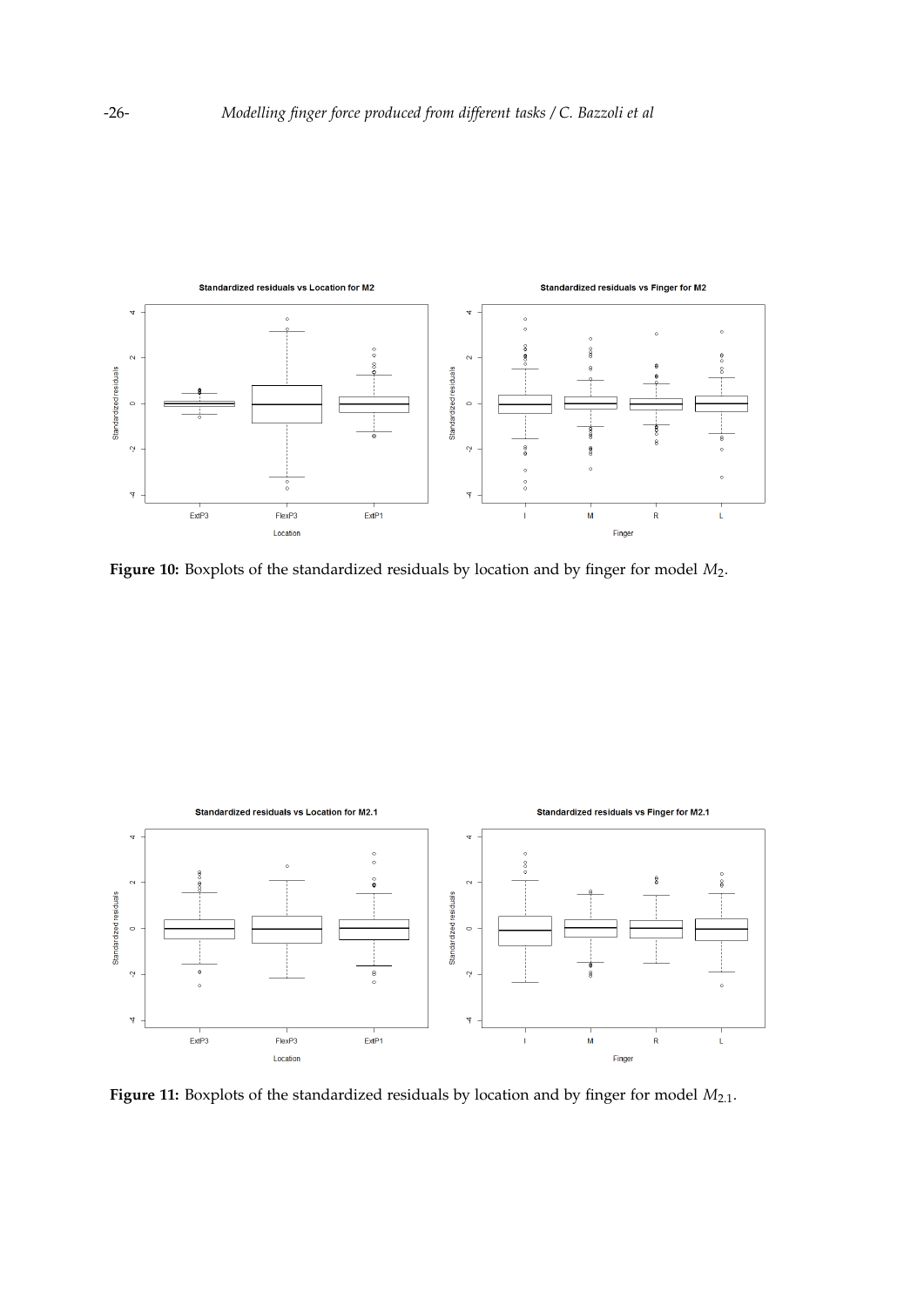**Figure 10:** Boxplots of the standardized residuals by location and by finger for model $M_2$.

**Figure 11:** Boxplots of the standardized residuals by location and by finger for model $M_{2.1}$.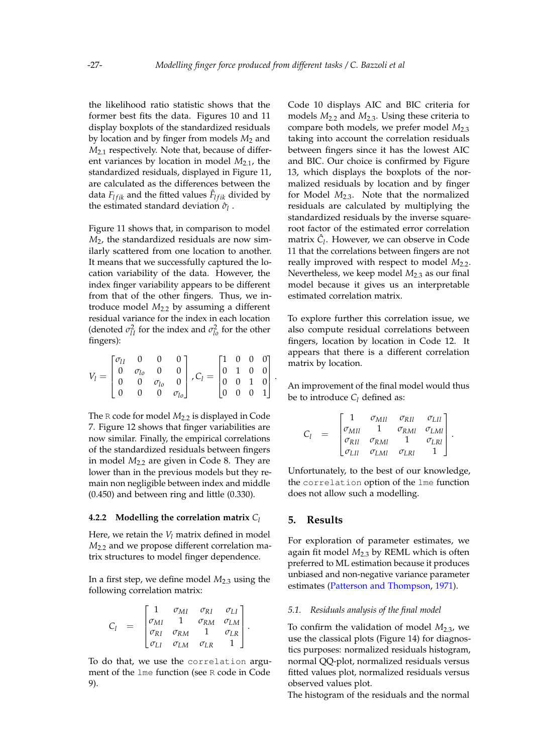the likelihood ratio statistic shows that the former best fits the data. Figures 10 and 11 display boxplots of the standardized residuals by location and by finger from models $M_2$ and $M_{2.1}$ respectively. Note that, because of different variances by location in model $M_{2.1}$, the standardized residuals, displayed in Figure 11, are calculated as the differences between the data $F_{lfik}$ and the fitted values $\hat{F}_{lfik}$ divided by the estimated standard deviation $\hat{\sigma}_l$ .

Figure 11 shows that, in comparison to model $M_2$, the standardized residuals are now similarly scattered from one location to another. It means that we successfully captured the location variability of the data. However, the index finger variability appears to be different from that of the other fingers. Thus, we introduce model $M_{2.2}$ by assuming a different residual variance for the index in each location (denoted $\sigma^2_{lI}$ for the index and $\sigma^2_{lo}$ for the other fingers):

$$V_l = \begin{bmatrix} \sigma_{lI} & 0 & 0 & 0 \\ 0 & \sigma_{lo} & 0 & 0 \\ 0 & 0 & \sigma_{lo} & 0 \\ 0 & 0 & 0 & \sigma_{lo} \end{bmatrix}, C_l = \begin{bmatrix} 1 & 0 & 0 & 0 \\ 0 & 1 & 0 & 0 \\ 0 & 0 & 1 & 0 \\ 0 & 0 & 0 & 1 \end{bmatrix}.$$

The R code for model $M_{2.2}$ is displayed in Code 7. Figure 12 shows that finger variabilities are now similar. Finally, the empirical correlations of the standardized residuals between fingers in model $M_{2.2}$ are given in Code 8. They are lower than in the previous models but they remain non negligible between index and middle (0.450) and between ring and little (0.330).

#### 4.2.2 Modelling the correlation matrix $C_l$

Here, we retain the $V_l$ matrix defined in model $M_{2.2}$ and we propose different correlation matrix structures to model finger dependence.

In a first step, we define model $M_{2.3}$ using the following correlation matrix:

$$C_l = \begin{bmatrix} 1 & \sigma_{MI} & \sigma_{RI} & \sigma_{LI} \\ \sigma_{MI} & 1 & \sigma_{RM} & \sigma_{LM} \\ \sigma_{RI} & \sigma_{RM} & 1 & \sigma_{LR} \\ \sigma_{LI} & \sigma_{LM} & \sigma_{LR} & 1 \end{bmatrix}.$$

To do that, we use the `correlation` argument of the `lme` function (see R code in Code 9).

Code 10 displays AIC and BIC criteria for models $M_{2.2}$ and $M_{2.3}$. Using these criteria to compare both models, we prefer model $M_{2.3}$ taking into account the correlation residuals between fingers since it has the lowest AIC and BIC. Our choice is confirmed by Figure 13, which displays the boxplots of the normalized residuals by location and by finger for Model $M_{2.3}$. Note that the normalized residuals are calculated by multiplying the standardized residuals by the inverse square-root factor of the estimated error correlation matrix $\hat{C}_l$. However, we can observe in Code 11 that the correlations between fingers are not really improved with respect to model $M_{2.2}$. Nevertheless, we keep model $M_{2.3}$ as our final model because it gives us an interpretable estimated correlation matrix.

To explore further this correlation issue, we also compute residual correlations between fingers, location by location in Code 12. It appears that there is a different correlation matrix by location.

An improvement of the final model would thus be to introduce $C_l$ defined as:

$$C_l = \begin{bmatrix} 1 & \sigma_{MIl} & \sigma_{RIl} & \sigma_{LIl} \\ \sigma_{MIl} & 1 & \sigma_{RMl} & \sigma_{LMl} \\ \sigma_{RIl} & \sigma_{RMl} & 1 & \sigma_{LRl} \\ \sigma_{LIl} & \sigma_{LMl} & \sigma_{LRl} & 1 \end{bmatrix}.$$

Unfortunately, to the best of our knowledge, the `correlation` option of the `lme` function does not allow such a modelling.

## 5. Results

For exploration of parameter estimates, we again fit model $M_{2.3}$ by REML which is often preferred to ML estimation because it produces unbiased and non-negative variance parameter estimates (Patterson and Thompson, 1971).

### 5.1. Residuals analysis of the final model

To confirm the validation of model $M_{2.3}$, we use the classical plots (Figure 14) for diagnostics purposes: normalized residuals histogram, normal QQ-plot, normalized residuals versus fitted values plot, normalized residuals versus observed values plot.

The histogram of the residuals and the normal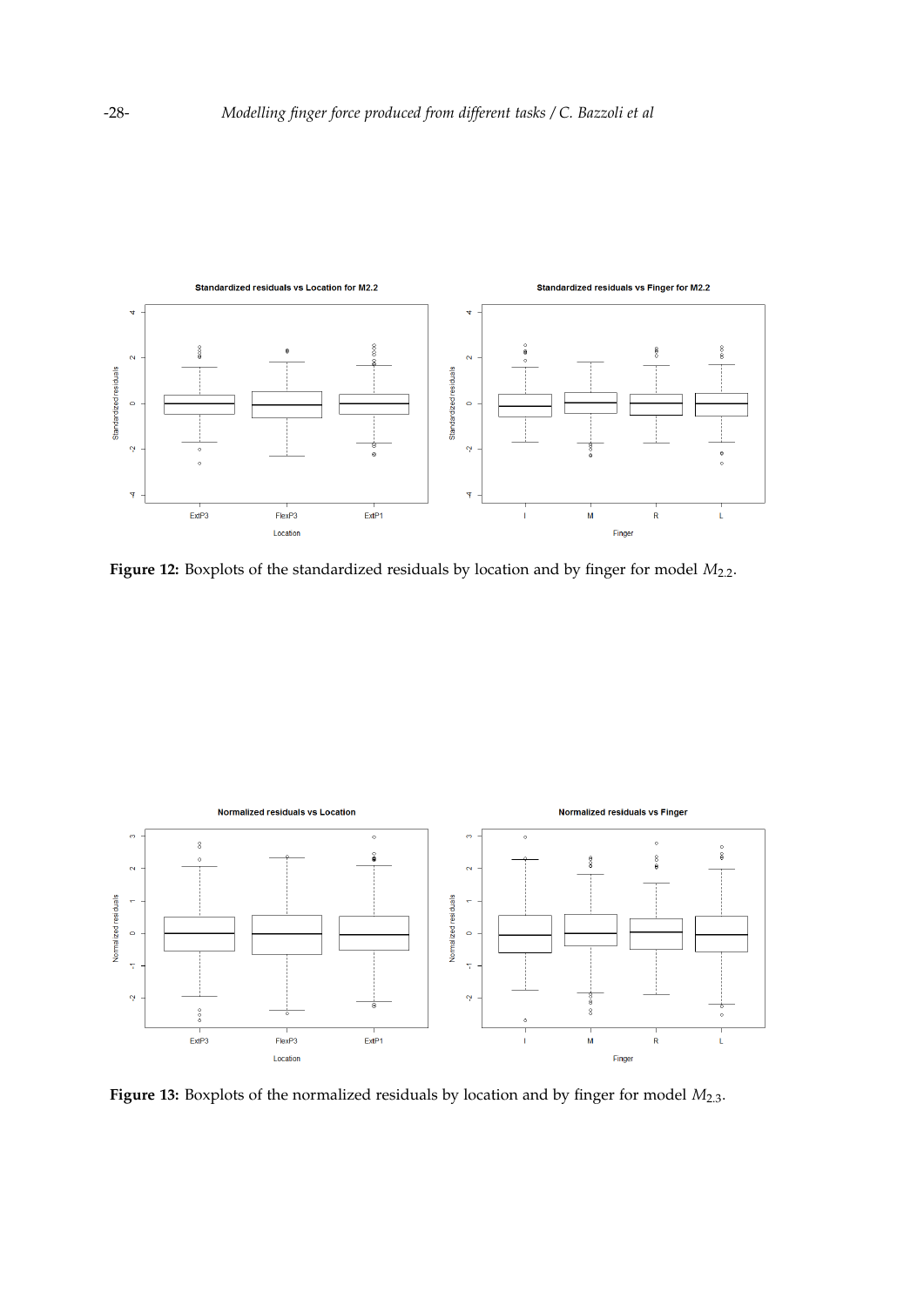**Figure 12:** Boxplots of the standardized residuals by location and by finger for model $M_{2.2}$.

**Figure 13:** Boxplots of the normalized residuals by location and by finger for model $M_{2.3}$.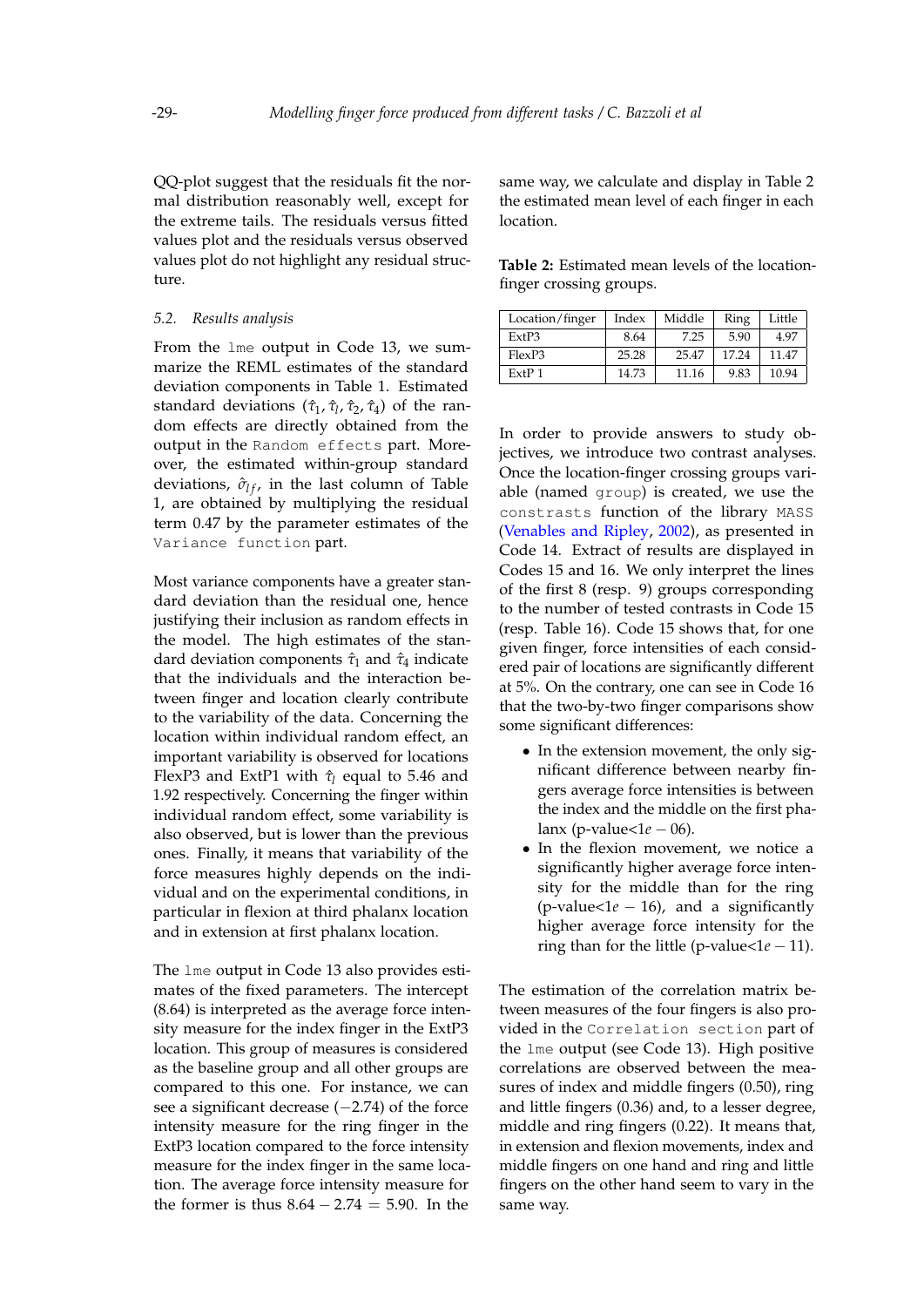QQ-plot suggest that the residuals fit the normal distribution reasonably well, except for the extreme tails. The residuals versus fitted values plot and the residuals versus observed values plot do not highlight any residual structure.

### 5.2. Results analysis

From the `lme` output in Code 13, we summarize the REML estimates of the standard deviation components in Table 1. Estimated standard deviations ($\hat{\tau}_1, \hat{\tau}_l, \hat{\tau}_2, \hat{\tau}_4$) of the random effects are directly obtained from the output in the `Random effects` part. Moreover, the estimated within-group standard deviations, $\hat{\sigma}_{lf}$, in the last column of Table 1, are obtained by multiplying the residual term 0.47 by the parameter estimates of the `Variance function` part.

Most variance components have a greater standard deviation than the residual one, hence justifying their inclusion as random effects in the model. The high estimates of the standard deviation components $\hat{\tau}_1$ and $\hat{\tau}_4$ indicate that the individuals and the interaction between finger and location clearly contribute to the variability of the data. Concerning the location within individual random effect, an important variability is observed for locations FlexP3 and ExtP1 with $\hat{\tau}_l$ equal to 5.46 and 1.92 respectively. Concerning the finger within individual random effect, some variability is also observed, but is lower than the previous ones. Finally, it means that variability of the force measures highly depends on the individual and on the experimental conditions, in particular in flexion at third phalanx location and in extension at first phalanx location.

The `lme` output in Code 13 also provides estimates of the fixed parameters. The intercept (8.64) is interpreted as the average force intensity measure for the index finger in the ExtP3 location. This group of measures is considered as the baseline group and all other groups are compared to this one. For instance, we can see a significant decrease ($-2.74$) of the force intensity measure for the ring finger in the ExtP3 location compared to the force intensity measure for the index finger in the same location. The average force intensity measure for the former is thus $8.64 - 2.74 = 5.90$. In the same way, we calculate and display in Table 2 the estimated mean level of each finger in each location.

**Table 2:** Estimated mean levels of the location-finger crossing groups.

| Location/finger | Index | Middle | Ring | Little |
|---|---|---|---|---|
| ExtP3 | 8.64 | 7.25 | 5.90 | 4.97 |
| FlexP3 | 25.28 | 25.47 | 17.24 | 11.47 |
| ExtP 1 | 14.73 | 11.16 | 9.83 | 10.94 |

In order to provide answers to study objectives, we introduce two contrast analyses. Once the location-finger crossing groups variable (named `group`) is created, we use the `constrasts` function of the library `MASS` (Venables and Ripley, 2002), as presented in Code 14. Extract of results are displayed in Codes 15 and 16. We only interpret the lines of the first 8 (resp. 9) groups corresponding to the number of tested contrasts in Code 15 (resp. Table 16). Code 15 shows that, for one given finger, force intensities of each considered pair of locations are significantly different at 5%. On the contrary, one can see in Code 16 that the two-by-two finger comparisons show some significant differences:

- In the extension movement, the only significant difference between nearby fingers average force intensities is between the index and the middle on the first phalanx (p-value<$1e-06$).
- In the flexion movement, we notice a significantly higher average force intensity for the middle than for the ring (p-value<$1e-16$), and a significantly higher average force intensity for the ring than for the little (p-value<$1e-11$).

The estimation of the correlation matrix between measures of the four fingers is also provided in the `Correlation section` part of the `lme` output (see Code 13). High positive correlations are observed between the measures of index and middle fingers (0.50), ring and little fingers (0.36) and, to a lesser degree, middle and ring fingers (0.22). It means that, in extension and flexion movements, index and middle fingers on one hand and ring and little fingers on the other hand seem to vary in the same way.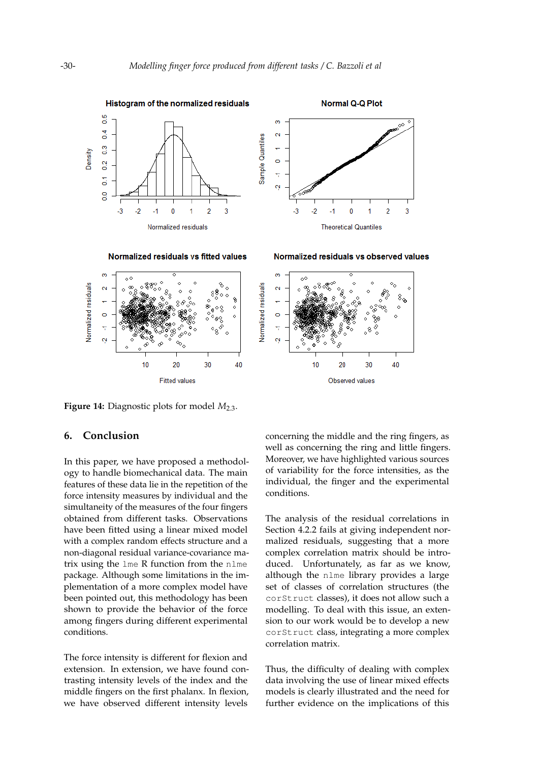Figure 14: Diagnostic plots for model $M_{2.3}$.

## 6. Conclusion

In this paper, we have proposed a methodology to handle biomechanical data. The main features of these data lie in the repetition of the force intensity measures by individual and the simultaneity of the measures of the four fingers obtained from different tasks. Observations have been fitted using a linear mixed model with a complex random effects structure and a non-diagonal residual variance-covariance matrix using the `lme` R function from the `nlme` package. Although some limitations in the implementation of a more complex model have been pointed out, this methodology has been shown to provide the behavior of the force among fingers during different experimental conditions.

The force intensity is different for flexion and extension. In extension, we have found contrasting intensity levels of the index and the middle fingers on the first phalanx. In flexion, we have observed different intensity levels concerning the middle and the ring fingers, as well as concerning the ring and little fingers. Moreover, we have highlighted various sources of variability for the force intensities, as the individual, the finger and the experimental conditions.

The analysis of the residual correlations in Section 4.2.2 fails at giving independent normalized residuals, suggesting that a more complex correlation matrix should be introduced. Unfortunately, as far as we know, although the `nlme` library provides a large set of classes of correlation structures (the `corStruct` classes), it does not allow such a modelling. To deal with this issue, an extension to our work would be to develop a new `corStruct` class, integrating a more complex correlation matrix.

Thus, the difficulty of dealing with complex data involving the use of linear mixed effects models is clearly illustrated and the need for further evidence on the implications of this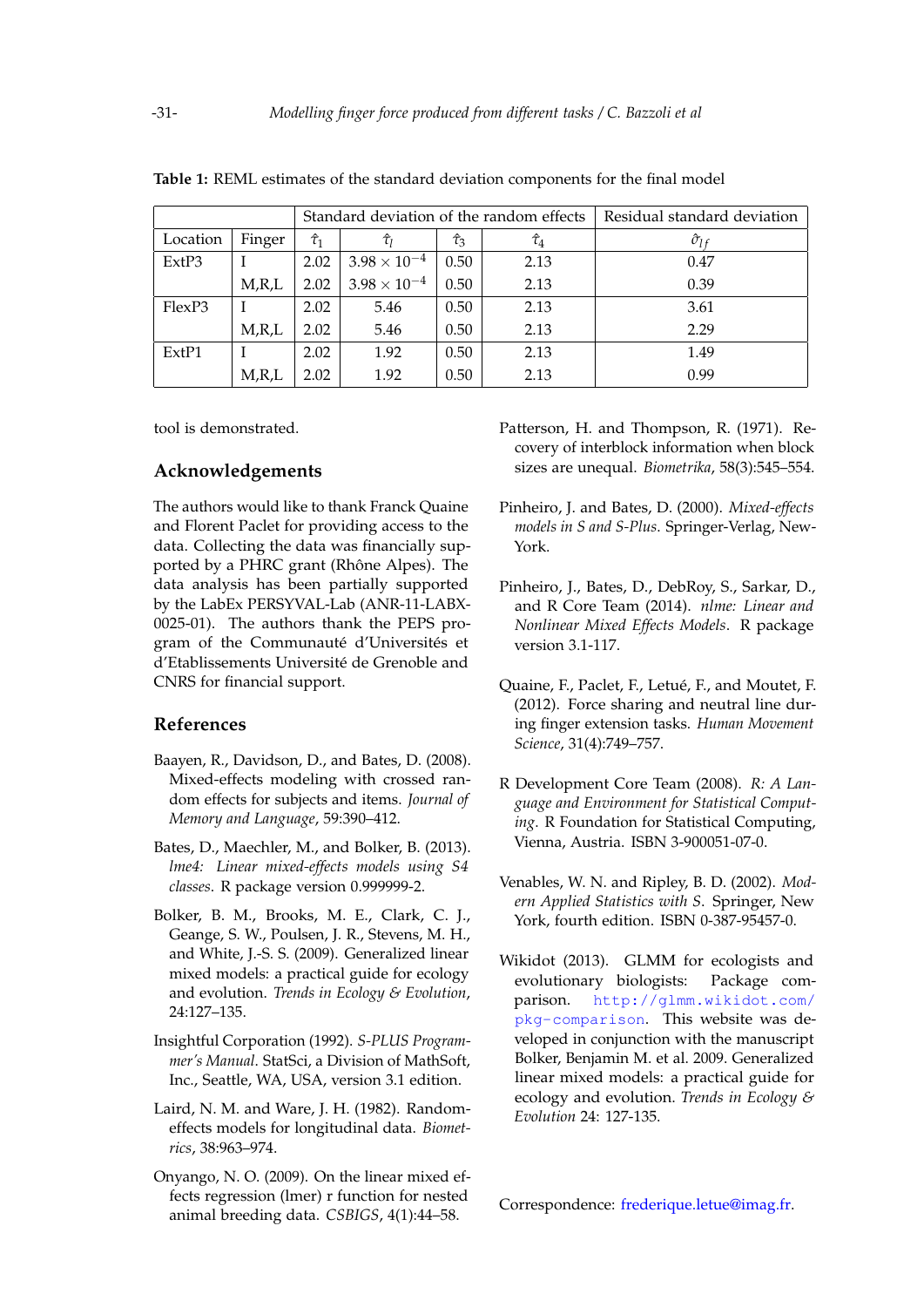**Table 1:** REML estimates of the standard deviation components for the final model

| | | Standard deviation of the random effects | | | | Residual standard deviation |
|---|---|---|---|---|---|---|
| Location | Finger | $\hat{\tau}_1$ | $\hat{\tau}_l$ | $\hat{\tau}_3$ | $\hat{\tau}_4$ | $\hat{\sigma}_{lf}$ |
| ExtP3 | I | 2.02 | $3.98 \times 10^{-4}$ | 0.50 | 2.13 | 0.47 |
| | M,R,L | 2.02 | $3.98 \times 10^{-4}$ | 0.50 | 2.13 | 0.39 |
| FlexP3 | I | 2.02 | 5.46 | 0.50 | 2.13 | 3.61 |
| | M,R,L | 2.02 | 5.46 | 0.50 | 2.13 | 2.29 |
| ExtP1 | I | 2.02 | 1.92 | 0.50 | 2.13 | 1.49 |
| | M,R,L | 2.02 | 1.92 | 0.50 | 2.13 | 0.99 |

tool is demonstrated.

## Acknowledgements

The authors would like to thank Franck Quaine and Florent Paclet for providing access to the data. Collecting the data was financially supported by a PHRC grant (Rhône Alpes). The data analysis has been partially supported by the LabEx PERSYVAL-Lab (ANR-11-LABX-0025-01). The authors thank the PEPS program of the Communauté d'Universités et d'Etablissements Université de Grenoble and CNRS for financial support.

## References

Baayen, R., Davidson, D., and Bates, D. (2008). Mixed-effects modeling with crossed random effects for subjects and items. *Journal of Memory and Language*, 59:390–412.

Bates, D., Maechler, M., and Bolker, B. (2013). *lme4: Linear mixed-effects models using S4 classes*. R package version 0.999999-2.

Bolker, B. M., Brooks, M. E., Clark, C. J., Geange, S. W., Poulsen, J. R., Stevens, M. H., and White, J.-S. S. (2009). Generalized linear mixed models: a practical guide for ecology and evolution. *Trends in Ecology & Evolution*, 24:127–135.

Insightful Corporation (1992). *S-PLUS Programmer's Manual*. StatSci, a Division of MathSoft, Inc., Seattle, WA, USA, version 3.1 edition.

Laird, N. M. and Ware, J. H. (1982). Random-effects models for longitudinal data. *Biometrics*, 38:963–974.

Onyango, N. O. (2009). On the linear mixed effects regression (lmer) r function for nested animal breeding data. *CSBIGS*, 4(1):44–58.

Patterson, H. and Thompson, R. (1971). Recovery of interblock information when block sizes are unequal. *Biometrika*, 58(3):545–554.

Pinheiro, J. and Bates, D. (2000). *Mixed-effects models in S and S-Plus*. Springer-Verlag, New-York.

Pinheiro, J., Bates, D., DebRoy, S., Sarkar, D., and R Core Team (2014). *nlme: Linear and Nonlinear Mixed Effects Models*. R package version 3.1-117.

Quaine, F., Paclet, F., Letué, F., and Moutet, F. (2012). Force sharing and neutral line during finger extension tasks. *Human Movement Science*, 31(4):749–757.

R Development Core Team (2008). *R: A Language and Environment for Statistical Computing*. R Foundation for Statistical Computing, Vienna, Austria. ISBN 3-900051-07-0.

Venables, W. N. and Ripley, B. D. (2002). *Modern Applied Statistics with S*. Springer, New York, fourth edition. ISBN 0-387-95457-0.

Wikidot (2013). GLMM for ecologists and evolutionary biologists: Package comparison. http://glmm.wikidot.com/pkg-comparison. This website was developed in conjunction with the manuscript Bolker, Benjamin M. et al. 2009. Generalized linear mixed models: a practical guide for ecology and evolution. *Trends in Ecology & Evolution* 24: 127-135.

Correspondence: frederique.letue@imag.fr.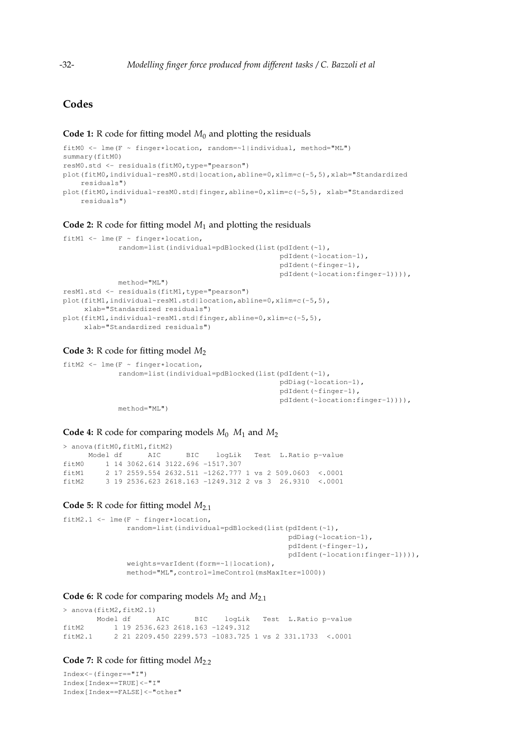## Codes

**Code 1:** R code for fitting model $M_0$ and plotting the residuals

```
fitM0 <- lme(F ~ finger*location, random=~1|individual, method="ML")
summary(fitM0)
resM0.std <- residuals(fitM0,type="pearson")
plot(fitM0,individual~resM0.std|location,abline=0,xlim=c(-5,5),xlab="Standardized
    residuals")
plot(fitM0,individual~resM0.std|finger,abline=0,xlim=c(-5,5), xlab="Standardized
    residuals")
```

**Code 2:** R code for fitting model $M_1$ and plotting the residuals

```
fitM1 <- lme(F ~ finger*location,
            random=list(individual=pdBlocked(list(pdIdent(~1),
                                                  pdIdent(~location-1),
                                                  pdIdent(~finger-1),
                                                  pdIdent(~location:finger-1)))),
            method="ML")
resM1.std <- residuals(fitM1,type="pearson")
plot(fitM1,individual~resM1.std|location,abline=0,xlim=c(-5,5),
     xlab="Standardized residuals")
plot(fitM1,individual~resM1.std|finger,abline=0,xlim=c(-5,5),
     xlab="Standardized residuals")
```

**Code 3:** R code for fitting model $M_2$

```
fitM2 <- lme(F ~ finger*location,
            random=list(individual=pdBlocked(list(pdIdent(~1),
                                                  pdDiag(~location-1),
                                                  pdIdent(~finger-1),
                                                  pdIdent(~location:finger-1)))),
            method="ML")
```

**Code 4:** R code for comparing models $M_0$ $M_1$ and $M_2$

```
> anova(fitM0,fitM1,fitM2)
      Model df      AIC      BIC    logLik   Test  L.Ratio p-value
fitM0     1 14 3062.614 3122.696 -1517.307
fitM1     2 17 2559.554 2632.511 -1262.777 1 vs 2 509.0603  <.0001
fitM2     3 19 2536.623 2618.163 -1249.312 2 vs 3  26.9310  <.0001
```

**Code 5:** R code for fitting model $M_{2.1}$

```
fitM2.1 <- lme(F ~ finger*location,
              random=list(individual=pdBlocked(list(pdIdent(~1),
                                                    pdDiag(~location-1),
                                                    pdIdent(~finger-1),
                                                    pdIdent(~location:finger-1)))),
              weights=varIdent(form=~1|location),
              method="ML",control=lmeControl(msMaxIter=1000))
```

**Code 6:** R code for comparing models $M_2$ and $M_{2.1}$

```
> anova(fitM2,fitM2.1)
        Model df      AIC      BIC    logLik   Test  L.Ratio p-value
fitM2       1 19 2536.623 2618.163 -1249.312
fitM2.1     2 21 2209.450 2299.573 -1083.725 1 vs 2 331.1733  <.0001
```

**Code 7:** R code for fitting model $M_{2.2}$

```
Index<-(finger=="I")
Index[Index==TRUE]<-"I"
Index[Index==FALSE]<-"other"
```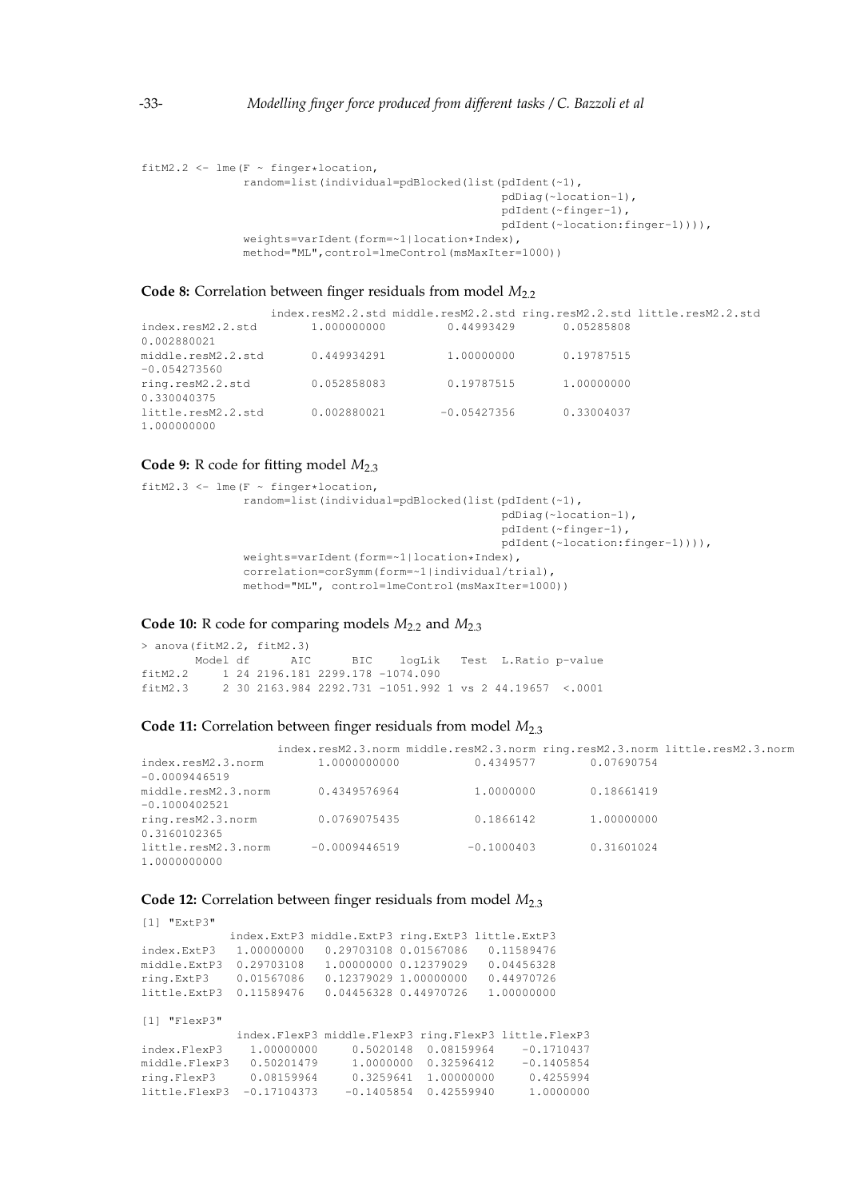```
fitM2.2 <- lme(F ~ finger*location,
              random=list(individual=pdBlocked(list(pdIdent(~1),
                                                pdDiag(~location-1),
                                                pdIdent(~finger-1),
                                                pdIdent(~location:finger-1)))),
              weights=varIdent(form=~1|location*Index),
              method="ML",control=lmeControl(msMaxIter=1000))
```

**Code 8:** Correlation between finger residuals from model $M_{2.2}$

```
                   index.resM2.2.std middle.resM2.2.std ring.resM2.2.std little.resM2.2.std
index.resM2.2.std        1.000000000         0.44993429       0.05285808
0.002880021
middle.resM2.2.std       0.449934291         1.00000000       0.19787515
-0.054273560
ring.resM2.2.std         0.052858083         0.19787515       1.00000000
0.330040375
little.resM2.2.std       0.002880021        -0.05427356       0.33004037
1.000000000
```

**Code 9:** R code for fitting model $M_{2.3}$

```
fitM2.3 <- lme(F ~ finger*location,
              random=list(individual=pdBlocked(list(pdIdent(~1),
                                                pdDiag(~location-1),
                                                pdIdent(~finger-1),
                                                pdIdent(~location:finger-1)))),
              weights=varIdent(form=~1|location*Index),
              correlation=corSymm(form=~1|individual/trial),
              method="ML", control=lmeControl(msMaxIter=1000))
```

**Code 10:** R code for comparing models $M_{2.2}$ and $M_{2.3}$

```
> anova(fitM2.2, fitM2.3)
        Model df      AIC      BIC    logLik   Test  L.Ratio p-value
fitM2.2     1 24 2196.181 2299.178 -1074.090
fitM2.3     2 30 2163.984 2292.731 -1051.992 1 vs 2 44.19657  <.0001
```

**Code 11:** Correlation between finger residuals from model $M_{2.3}$

```
                    index.resM2.3.norm middle.resM2.3.norm ring.resM2.3.norm little.resM2.3.norm
index.resM2.3.norm        1.0000000000           0.4349577        0.07690754
-0.0009446519
middle.resM2.3.norm       0.4349576964           1.0000000        0.18661419
-0.1000402521
ring.resM2.3.norm         0.0769075435           0.1866142        1.00000000
0.3160102365
little.resM2.3.norm      -0.0009446519          -0.1000403        0.31601024
1.0000000000
```

**Code 12:** Correlation between finger residuals from model $M_{2.3}$

```
[1] "ExtP3"
              index.ExtP3 middle.ExtP3 ring.ExtP3 little.ExtP3
index.ExtP3    1.00000000   0.29703108 0.01567086   0.11589476
middle.ExtP3   0.29703108   1.00000000 0.12379029   0.04456328
ring.ExtP3     0.01567086   0.12379029 1.00000000   0.44970726
little.ExtP3   0.11589476   0.04456328 0.44970726   1.00000000

[1] "FlexP3"
               index.FlexP3 middle.FlexP3 ring.FlexP3 little.FlexP3
index.FlexP3     1.00000000     0.5020148  0.08159964    -0.1710437
middle.FlexP3    0.50201479     1.0000000  0.32596412    -0.1405854
ring.FlexP3      0.08159964     0.3259641  1.00000000     0.4255994
little.FlexP3   -0.17104373    -0.1405854  0.42559940     1.0000000
```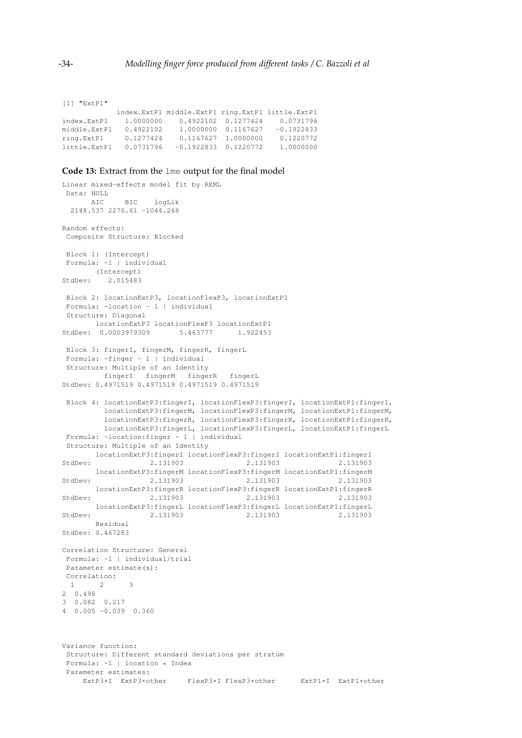```
[1] "ExtP1"
             index.ExtP1 middle.ExtP1 ring.ExtP1 little.ExtP1
index.ExtP1    1.0000000    0.4922102  0.1277424    0.0731796
middle.ExtP1   0.4922102    1.0000000  0.1167627   -0.1922833
ring.ExtP1     0.1277424    0.1167627  1.0000000    0.1220772
little.ExtP1   0.0731796   -0.1922833  0.1220772    1.0000000
```

**Code 13:** Extract from the `lme` output for the final model

```
Linear mixed-effects model fit by REML
 Data: NULL
       AIC     BIC    logLik
  2148.537 2276.61 -1044.268

Random effects:
 Composite Structure: Blocked

 Block 1: (Intercept)
 Formula: ~1 | individual
        (Intercept)
StdDev:    2.015483

 Block 2: locationExtP3, locationFlexP3, locationExtP1
 Formula: ~location - 1 | individual
 Structure: Diagonal
        locationExtP3 locationFlexP3 locationExtP1
StdDev:  0.0003979309       5.463777      1.922453

 Block 3: fingerI, fingerM, fingerR, fingerL
 Formula: ~finger - 1 | individual
 Structure: Multiple of an Identity
          fingerI   fingerM   fingerR   fingerL
StdDev: 0.4971519 0.4971519 0.4971519 0.4971519

 Block 4: locationExtP3:fingerI, locationFlexP3:fingerI, locationExtP1:fingerI,
          locationExtP3:fingerM, locationFlexP3:fingerM, locationExtP1:fingerM,
          locationExtP3:fingerR, locationFlexP3:fingerR, locationExtP1:fingerR,
          locationExtP3:fingerL, locationFlexP3:fingerL, locationExtP1:fingerL
 Formula: ~location:finger - 1 | individual
 Structure: Multiple of an Identity
        locationExtP3:fingerI locationFlexP3:fingerI locationExtP1:fingerI
StdDev:              2.131903               2.131903              2.131903
        locationExtP3:fingerM locationFlexP3:fingerM locationExtP1:fingerM
StdDev:              2.131903               2.131903              2.131903
        locationExtP3:fingerR locationFlexP3:fingerR locationExtP1:fingerR
StdDev:              2.131903               2.131903              2.131903
        locationExtP3:fingerL locationFlexP3:fingerL locationExtP1:fingerL
StdDev:              2.131903               2.131903              2.131903
        Residual
StdDev: 0.467283

Correlation Structure: General
 Formula: ~1 | individual/trial
 Parameter estimate(s):
 Correlation:
  1      2      3
2  0.498
3  0.082  0.217
4  0.005 -0.039  0.360


Variance function:
 Structure: Different standard deviations per stratum
 Formula: ~1 | location * Index
 Parameter estimates:
     ExtP3*I  ExtP3*other     FlexP3*I FlexP3*other      ExtP1*I  ExtP1*other
```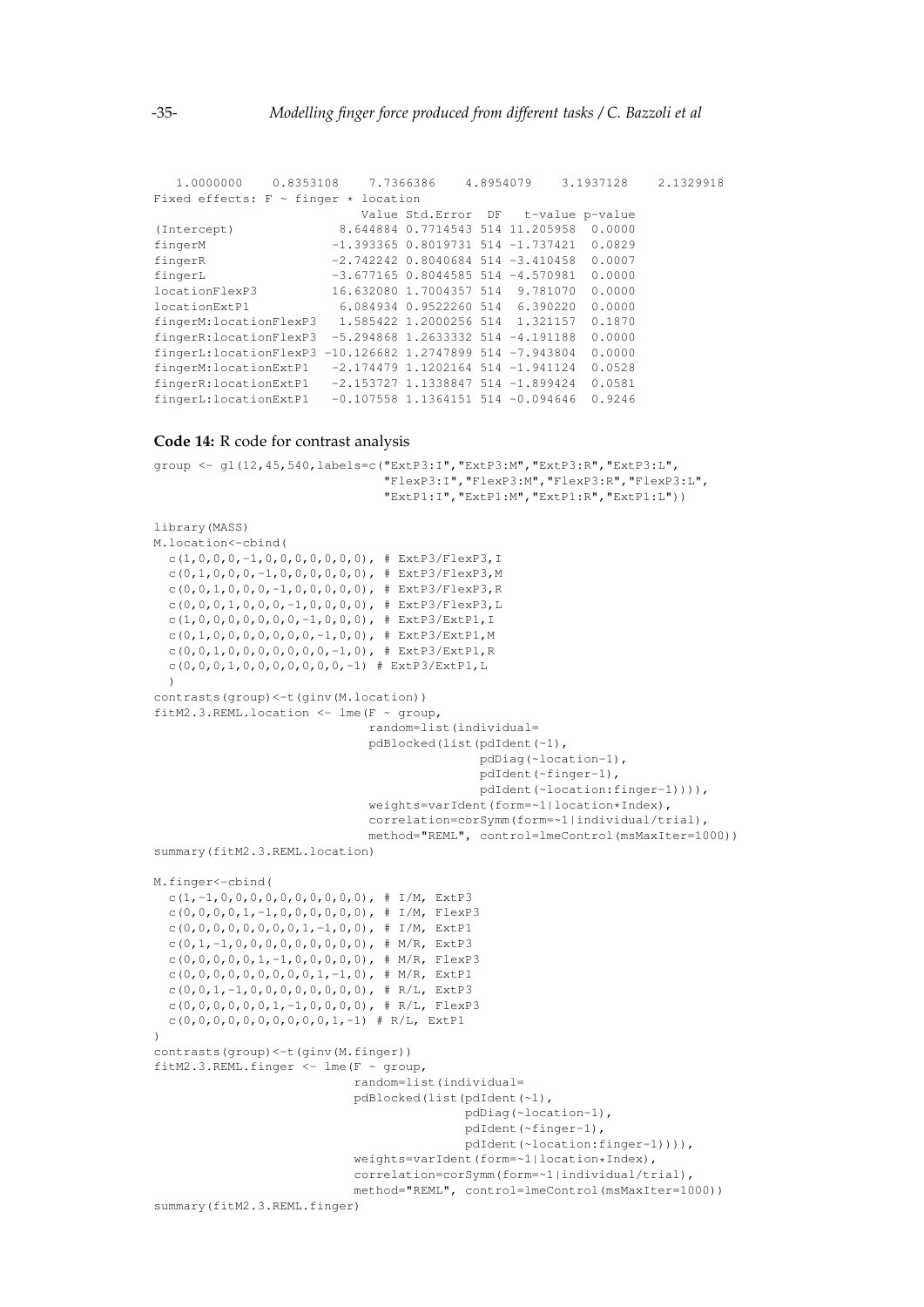```
   1.0000000    0.8353108    7.7366386    4.8954079    3.1937128    2.1329918
Fixed effects: F ~ finger * location
                           Value Std.Error  DF   t-value p-value
(Intercept)             8.644884 0.7714543 514 11.205958  0.0000
fingerM                -1.393365 0.8019731 514 -1.737421  0.0829
fingerR                -2.742242 0.8040684 514 -3.410458  0.0007
fingerL                -3.677165 0.8044585 514 -4.570981  0.0000
locationFlexP3         16.632080 1.7004357 514  9.781070  0.0000
locationExtP1           6.084934 0.9522260 514  6.390220  0.0000
fingerM:locationFlexP3   1.585422 1.2000256 514  1.321157  0.1870
fingerR:locationFlexP3  -5.294868 1.2633332 514 -4.191188  0.0000
fingerL:locationFlexP3 -10.126682 1.2747899 514 -7.943804  0.0000
fingerM:locationExtP1   -2.174479 1.1202164 514 -1.941124  0.0528
fingerR:locationExtP1   -2.153727 1.1338847 514 -1.899424  0.0581
fingerL:locationExtP1   -0.107558 1.1364151 514 -0.094646  0.9246
```

**Code 14:** R code for contrast analysis

```
group <- gl(12,45,540,labels=c("ExtP3:I","ExtP3:M","ExtP3:R","ExtP3:L",
                               "FlexP3:I","FlexP3:M","FlexP3:R","FlexP3:L",
                               "ExtP1:I","ExtP1:M","ExtP1:R","ExtP1:L"))

library(MASS)
M.location<-cbind(
  c(1,0,0,0,-1,0,0,0,0,0,0,0), # ExtP3/FlexP3,I
  c(0,1,0,0,0,-1,0,0,0,0,0,0), # ExtP3/FlexP3,M
  c(0,0,1,0,0,0,-1,0,0,0,0,0), # ExtP3/FlexP3,R
  c(0,0,0,1,0,0,0,-1,0,0,0,0), # ExtP3/FlexP3,L
  c(1,0,0,0,0,0,0,0,-1,0,0,0), # ExtP3/ExtP1,I
  c(0,1,0,0,0,0,0,0,0,-1,0,0), # ExtP3/ExtP1,M
  c(0,0,1,0,0,0,0,0,0,0,-1,0), # ExtP3/ExtP1,R
  c(0,0,0,1,0,0,0,0,0,0,0,-1) # ExtP3/ExtP1,L
  )
contrasts(group)<-t(ginv(M.location))
fitM2.3.REML.location <- lme(F ~ group,
                              random=list(individual=
                              pdBlocked(list(pdIdent(~1),
                                             pdDiag(~location-1),
                                             pdIdent(~finger-1),
                                             pdIdent(~location:finger-1)))),
                              weights=varIdent(form=~1|location*Index),
                              correlation=corSymm(form=~1|individual/trial),
                              method="REML", control=lmeControl(msMaxIter=1000))
summary(fitM2.3.REML.location)

M.finger<-cbind(
  c(1,-1,0,0,0,0,0,0,0,0,0,0), # I/M, ExtP3
  c(0,0,0,0,1,-1,0,0,0,0,0,0), # I/M, FlexP3
  c(0,0,0,0,0,0,0,0,1,-1,0,0), # I/M, ExtP1
  c(0,1,-1,0,0,0,0,0,0,0,0,0), # M/R, ExtP3
  c(0,0,0,0,0,1,-1,0,0,0,0,0), # M/R, FlexP3
  c(0,0,0,0,0,0,0,0,0,1,-1,0), # M/R, ExtP1
  c(0,0,1,-1,0,0,0,0,0,0,0,0), # R/L, ExtP3
  c(0,0,0,0,0,0,1,-1,0,0,0,0), # R/L, FlexP3
  c(0,0,0,0,0,0,0,0,0,0,1,-1) # R/L, ExtP1
)
contrasts(group)<-t(ginv(M.finger))
fitM2.3.REML.finger <- lme(F ~ group,
                           random=list(individual=
                           pdBlocked(list(pdIdent(~1),
                                          pdDiag(~location-1),
                                          pdIdent(~finger-1),
                                          pdIdent(~location:finger-1)))),
                           weights=varIdent(form=~1|location*Index),
                           correlation=corSymm(form=~1|individual/trial),
                           method="REML", control=lmeControl(msMaxIter=1000))
summary(fitM2.3.REML.finger)
```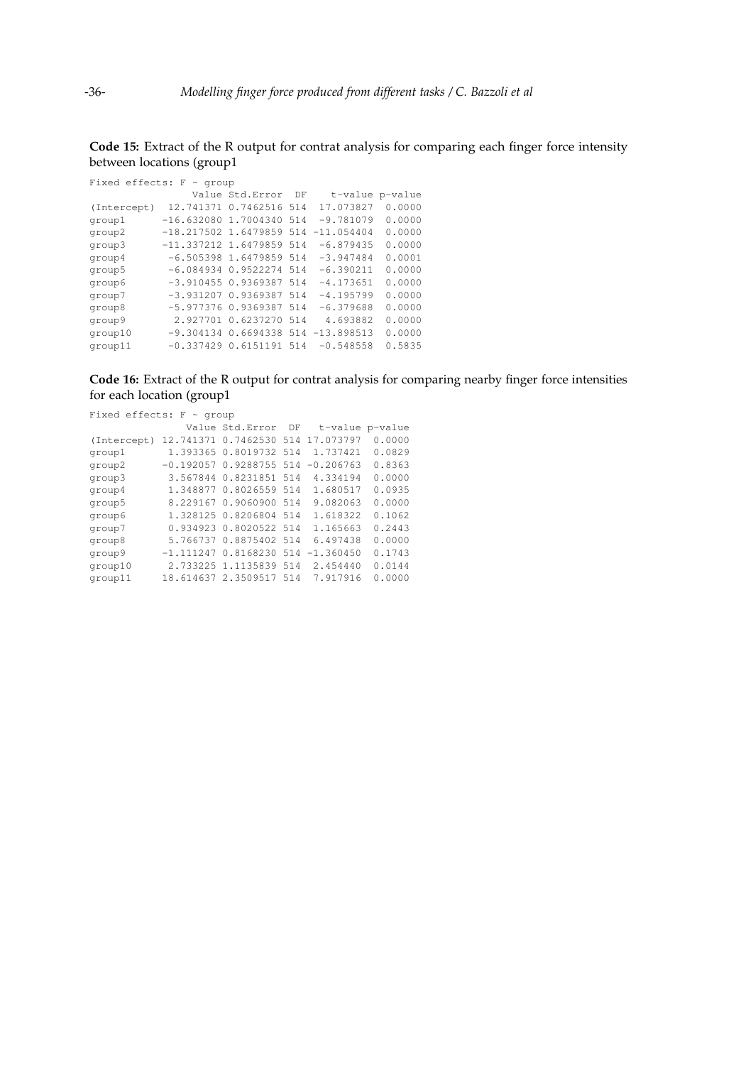**Code 15:** Extract of the R output for contrat analysis for comparing each finger force intensity between locations (group1

```
Fixed effects: F ~ group
                 Value Std.Error  DF    t-value p-value
(Intercept)  12.741371 0.7462516 514  17.073827  0.0000
group1      -16.632080 1.7004340 514  -9.781079  0.0000
group2      -18.217502 1.6479859 514 -11.054404  0.0000
group3      -11.337212 1.6479859 514  -6.879435  0.0000
group4       -6.505398 1.6479859 514  -3.947484  0.0001
group5       -6.084934 0.9522274 514  -6.390211  0.0000
group6       -3.910455 0.9369387 514  -4.173651  0.0000
group7       -3.931207 0.9369387 514  -4.195799  0.0000
group8       -5.977376 0.9369387 514  -6.379688  0.0000
group9        2.927701 0.6237270 514   4.693882  0.0000
group10      -9.304134 0.6694338 514 -13.898513  0.0000
group11      -0.337429 0.6151191 514  -0.548558  0.5835
```

**Code 16:** Extract of the R output for contrat analysis for comparing nearby finger force intensities for each location (group1

```
Fixed effects: F ~ group
                Value Std.Error  DF   t-value p-value
(Intercept) 12.741371 0.7462530 514 17.073797  0.0000
group1       1.393365 0.8019732 514  1.737421  0.0829
group2      -0.192057 0.9288755 514 -0.206763  0.8363
group3       3.567844 0.8231851 514  4.334194  0.0000
group4       1.348877 0.8026559 514  1.680517  0.0935
group5       8.229167 0.9060900 514  9.082063  0.0000
group6       1.328125 0.8206804 514  1.618322  0.1062
group7       0.934923 0.8020522 514  1.165663  0.2443
group8       5.766737 0.8875402 514  6.497438  0.0000
group9      -1.111247 0.8168230 514 -1.360450  0.1743
group10      2.733225 1.1135839 514  2.454440  0.0144
group11     18.614637 2.3509517 514  7.917916  0.0000
```